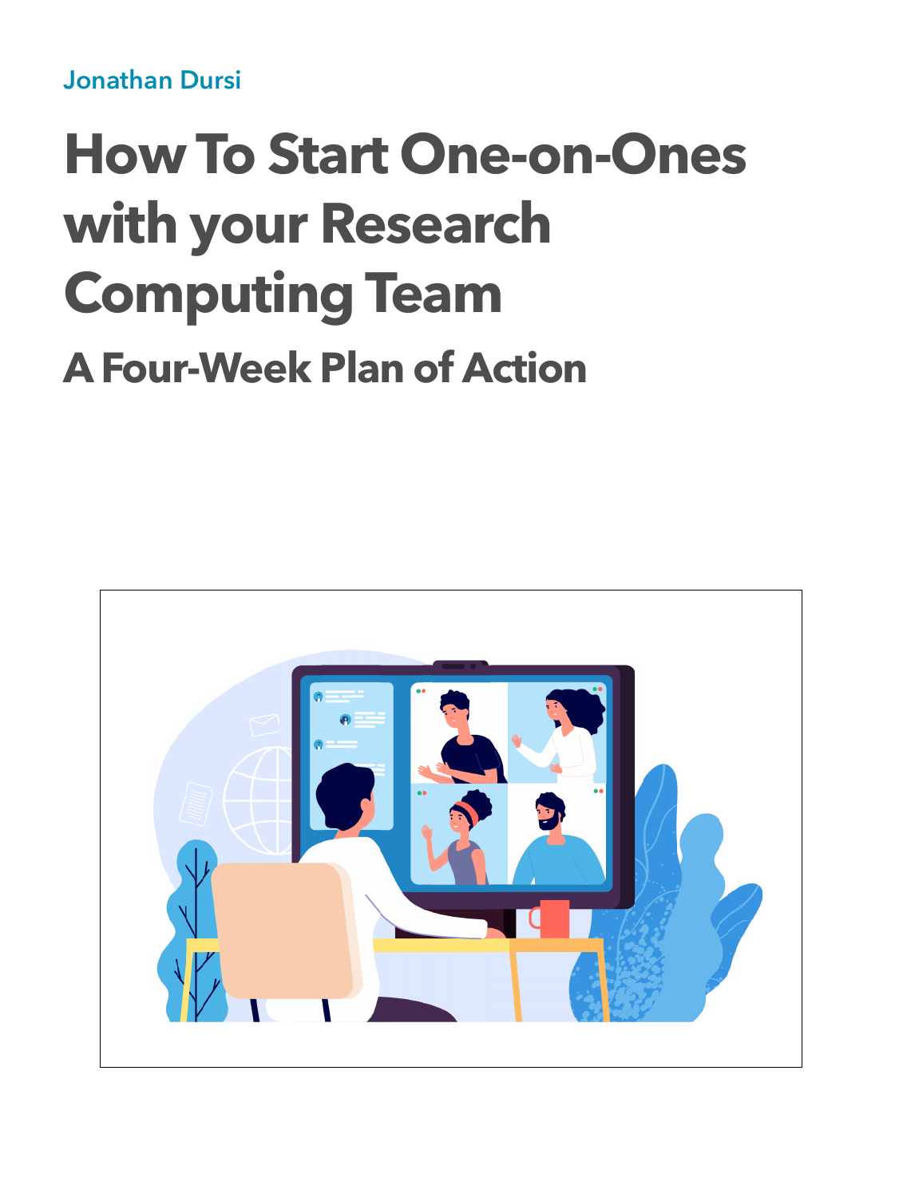Jonathan Dursi

# How To Start One-on-Ones with your Research Computing Team

## A Four-Week Plan of Action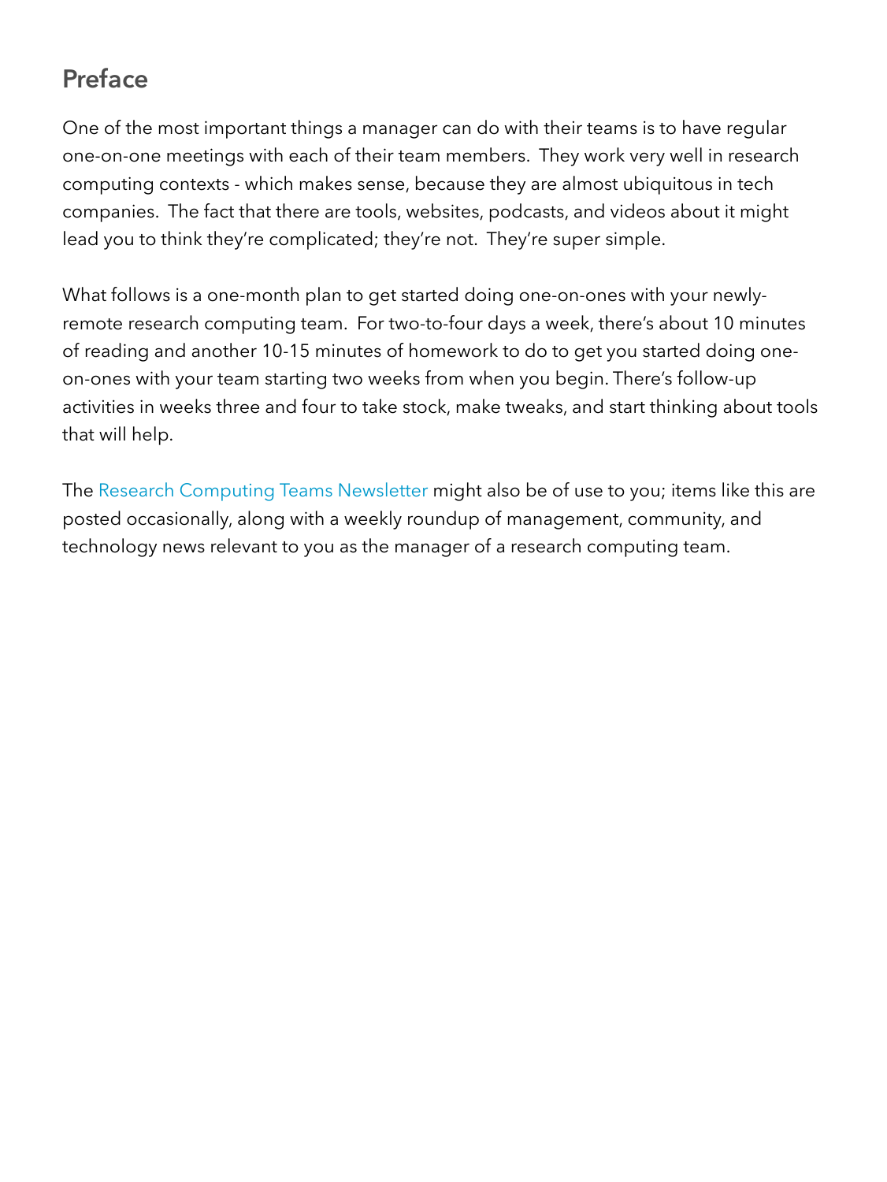## Preface

One of the most important things a manager can do with their teams is to have regular one-on-one meetings with each of their team members. They work very well in research computing contexts - which makes sense, because they are almost ubiquitous in tech companies. The fact that there are tools, websites, podcasts, and videos about it might lead you to think they're complicated; they're not. They're super simple.

What follows is a one-month plan to get started doing one-on-ones with your newly-remote research computing team. For two-to-four days a week, there's about 10 minutes of reading and another 10-15 minutes of homework to do to get you started doing one-on-ones with your team starting two weeks from when you begin. There's follow-up activities in weeks three and four to take stock, make tweaks, and start thinking about tools that will help.

The Research Computing Teams Newsletter might also be of use to you; items like this are posted occasionally, along with a weekly roundup of management, community, and technology news relevant to you as the manager of a research computing team.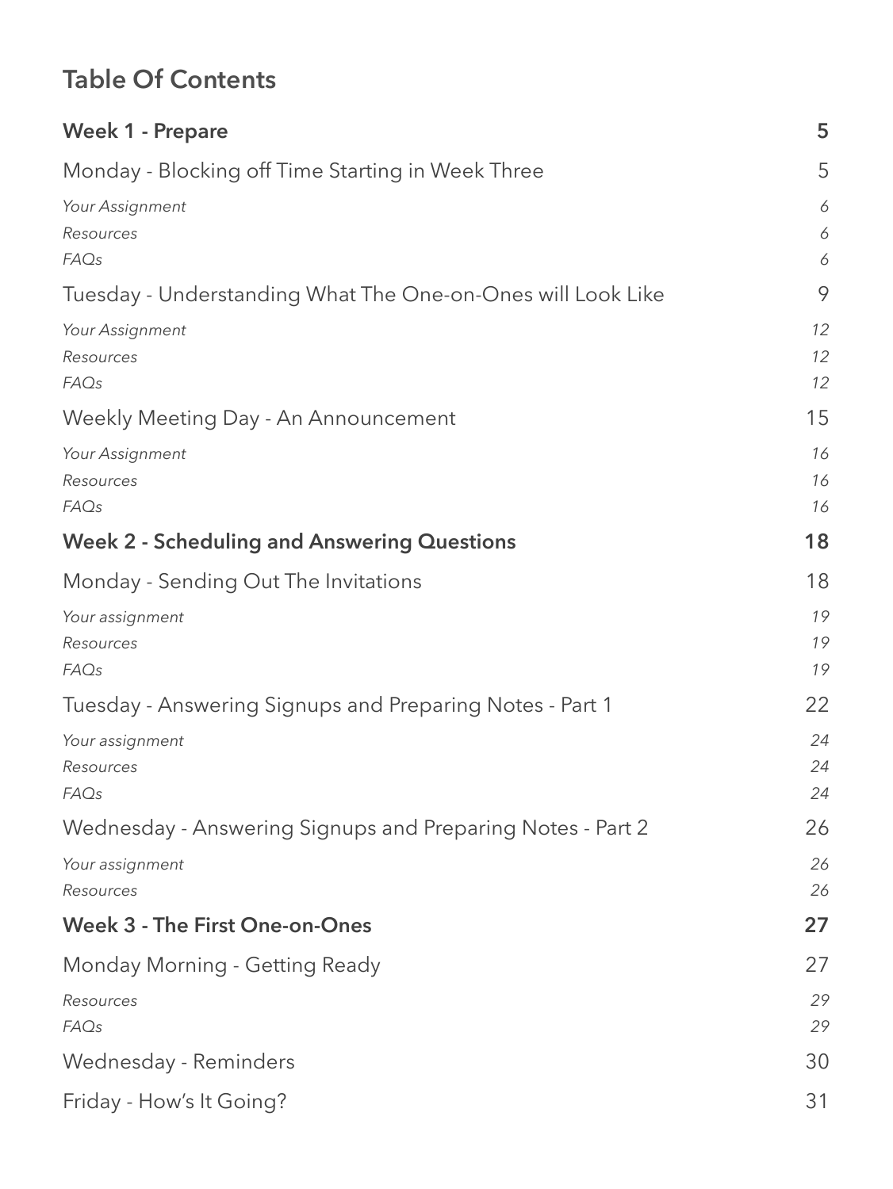## Table Of Contents

| | |
|---|---|
| **Week 1 - Prepare** | **5** |
| Monday - Blocking off Time Starting in Week Three | 5 |
| *Your Assignment* | *6* |
| *Resources* | *6* |
| *FAQs* | *6* |
| Tuesday - Understanding What The One-on-Ones will Look Like | 9 |
| *Your Assignment* | *12* |
| *Resources* | *12* |
| *FAQs* | *12* |
| Weekly Meeting Day - An Announcement | 15 |
| *Your Assignment* | *16* |
| *Resources* | *16* |
| *FAQs* | *16* |
| **Week 2 - Scheduling and Answering Questions** | **18** |
| Monday - Sending Out The Invitations | 18 |
| *Your assignment* | *19* |
| *Resources* | *19* |
| *FAQs* | *19* |
| Tuesday - Answering Signups and Preparing Notes - Part 1 | 22 |
| *Your assignment* | *24* |
| *Resources* | *24* |
| *FAQs* | *24* |
| Wednesday - Answering Signups and Preparing Notes - Part 2 | 26 |
| *Your assignment* | *26* |
| *Resources* | *26* |
| **Week 3 - The First One-on-Ones** | **27** |
| Monday Morning - Getting Ready | 27 |
| *Resources* | *29* |
| *FAQs* | *29* |
| Wednesday - Reminders | 30 |
| Friday - How's It Going? | 31 |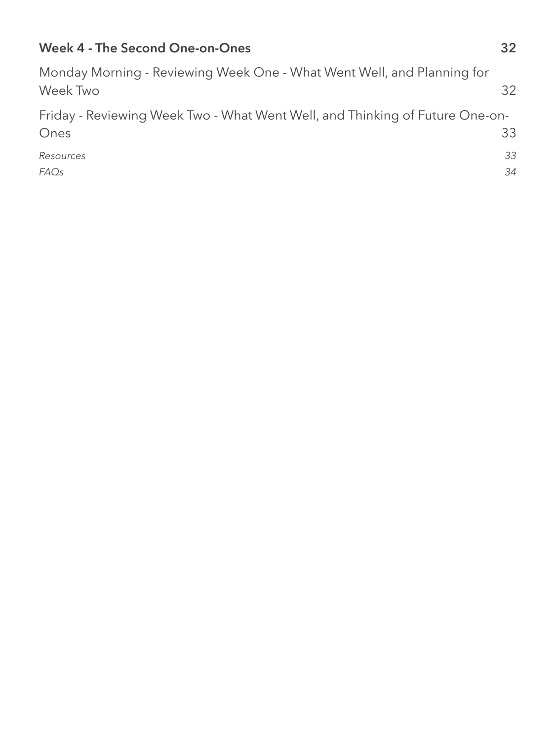**Week 4 - The Second One-on-Ones** 32

Monday Morning - Reviewing Week One - What Went Well, and Planning for Week Two 32

Friday - Reviewing Week Two - What Went Well, and Thinking of Future One-on-Ones 33

*Resources* *33*

*FAQs* *34*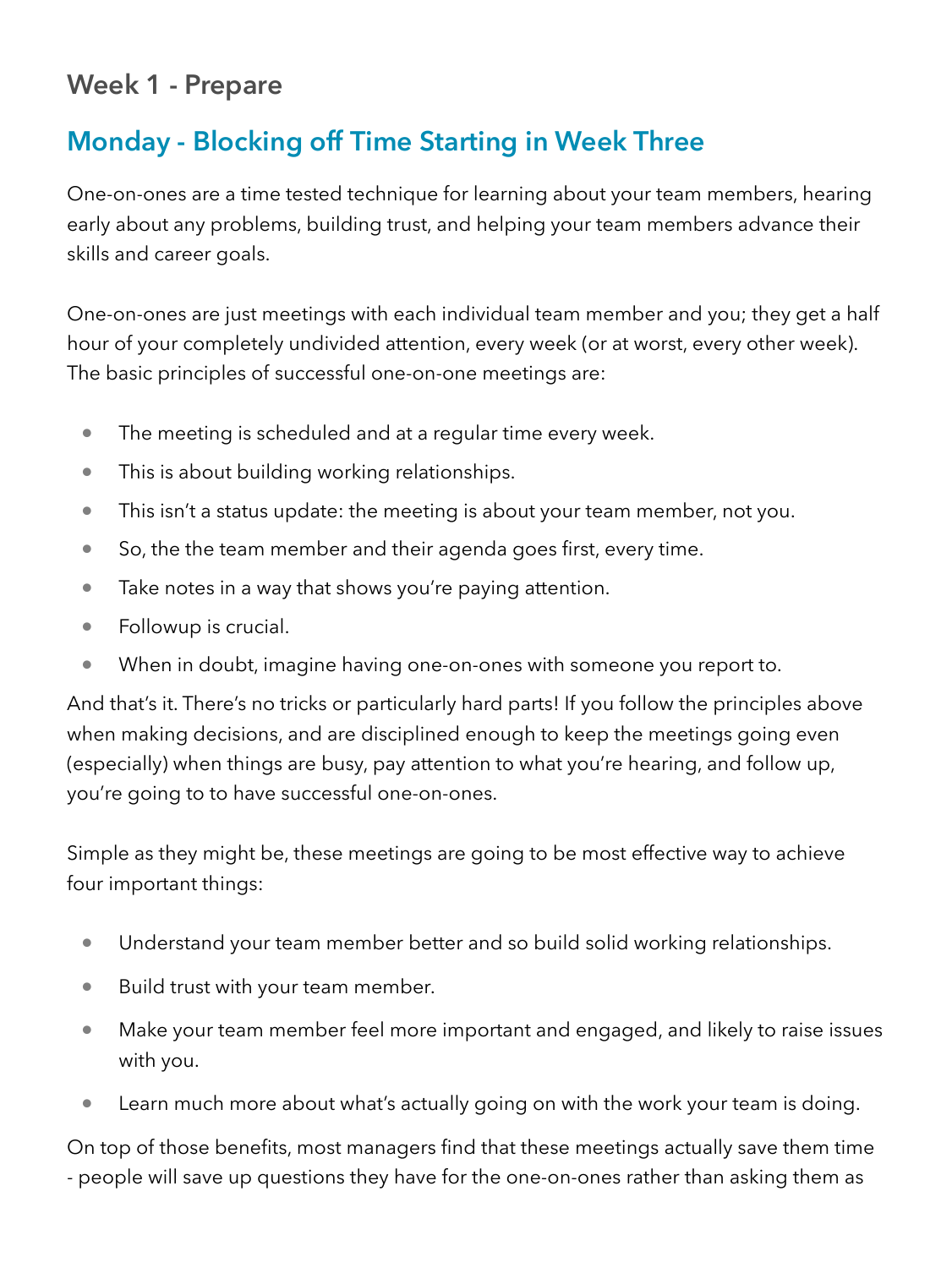## Week 1 - Prepare

### Monday - Blocking off Time Starting in Week Three

One-on-ones are a time tested technique for learning about your team members, hearing early about any problems, building trust, and helping your team members advance their skills and career goals.

One-on-ones are just meetings with each individual team member and you; they get a half hour of your completely undivided attention, every week (or at worst, every other week). The basic principles of successful one-on-one meetings are:

- The meeting is scheduled and at a regular time every week.
- This is about building working relationships.
- This isn't a status update: the meeting is about your team member, not you.
- So, the the team member and their agenda goes first, every time.
- Take notes in a way that shows you're paying attention.
- Followup is crucial.
- When in doubt, imagine having one-on-ones with someone you report to.

And that's it. There's no tricks or particularly hard parts! If you follow the principles above when making decisions, and are disciplined enough to keep the meetings going even (especially) when things are busy, pay attention to what you're hearing, and follow up, you're going to to have successful one-on-ones.

Simple as they might be, these meetings are going to be most effective way to achieve four important things:

- Understand your team member better and so build solid working relationships.
- Build trust with your team member.
- Make your team member feel more important and engaged, and likely to raise issues with you.
- Learn much more about what's actually going on with the work your team is doing.

On top of those benefits, most managers find that these meetings actually save them time - people will save up questions they have for the one-on-ones rather than asking them as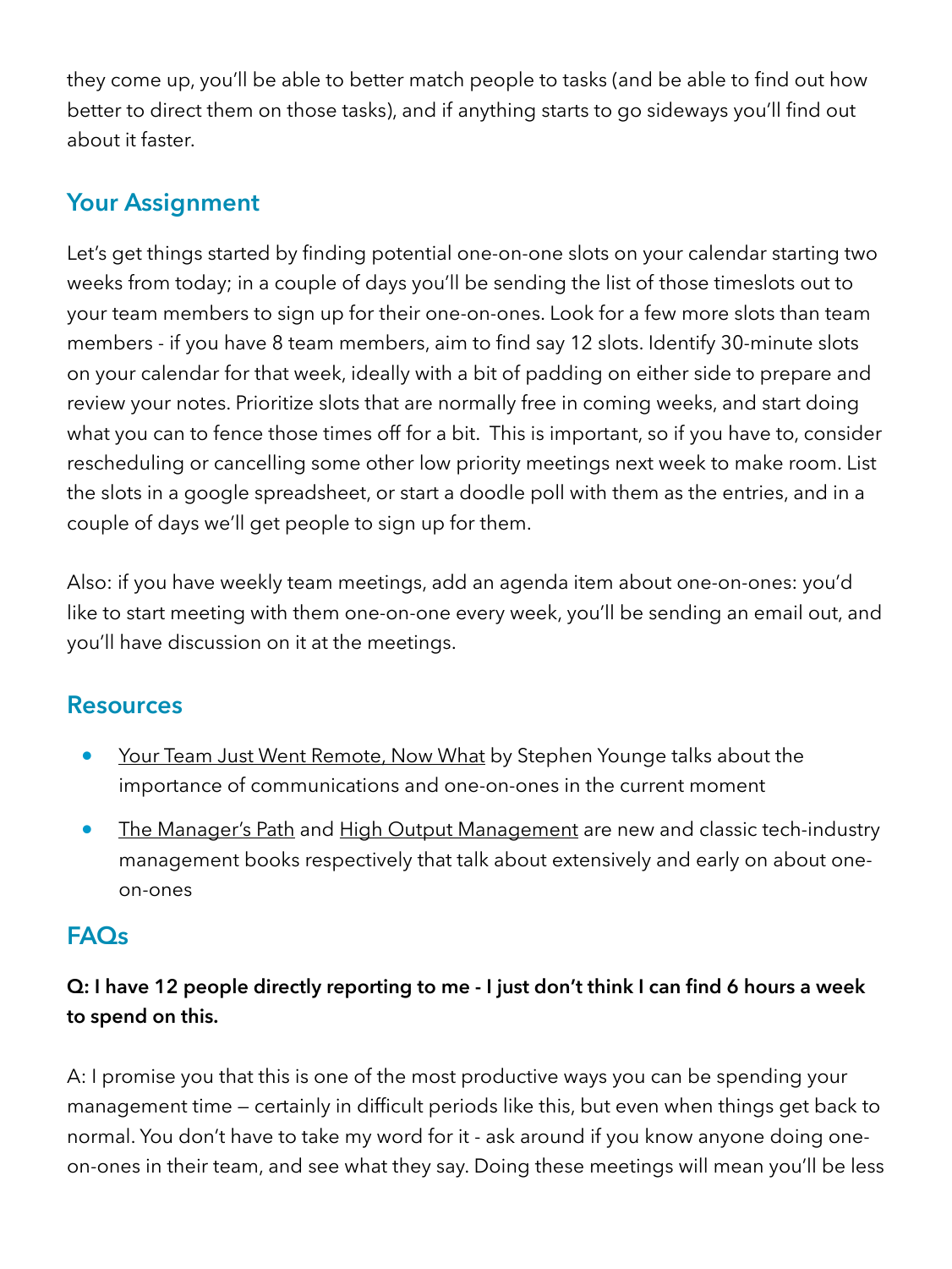they come up, you'll be able to better match people to tasks (and be able to find out how better to direct them on those tasks), and if anything starts to go sideways you'll find out about it faster.

## Your Assignment

Let's get things started by finding potential one-on-one slots on your calendar starting two weeks from today; in a couple of days you'll be sending the list of those timeslots out to your team members to sign up for their one-on-ones. Look for a few more slots than team members - if you have 8 team members, aim to find say 12 slots. Identify 30-minute slots on your calendar for that week, ideally with a bit of padding on either side to prepare and review your notes. Prioritize slots that are normally free in coming weeks, and start doing what you can to fence those times off for a bit. This is important, so if you have to, consider rescheduling or cancelling some other low priority meetings next week to make room. List the slots in a google spreadsheet, or start a doodle poll with them as the entries, and in a couple of days we'll get people to sign up for them.

Also: if you have weekly team meetings, add an agenda item about one-on-ones: you'd like to start meeting with them one-on-one every week, you'll be sending an email out, and you'll have discussion on it at the meetings.

## Resources

- Your Team Just Went Remote, Now What by Stephen Younge talks about the importance of communications and one-on-ones in the current moment
- The Manager's Path and High Output Management are new and classic tech-industry management books respectively that talk about extensively and early on about one-on-ones

## FAQs

**Q: I have 12 people directly reporting to me - I just don't think I can find 6 hours a week to spend on this.**

A: I promise you that this is one of the most productive ways you can be spending your management time — certainly in difficult periods like this, but even when things get back to normal. You don't have to take my word for it - ask around if you know anyone doing one-on-ones in their team, and see what they say. Doing these meetings will mean you'll be less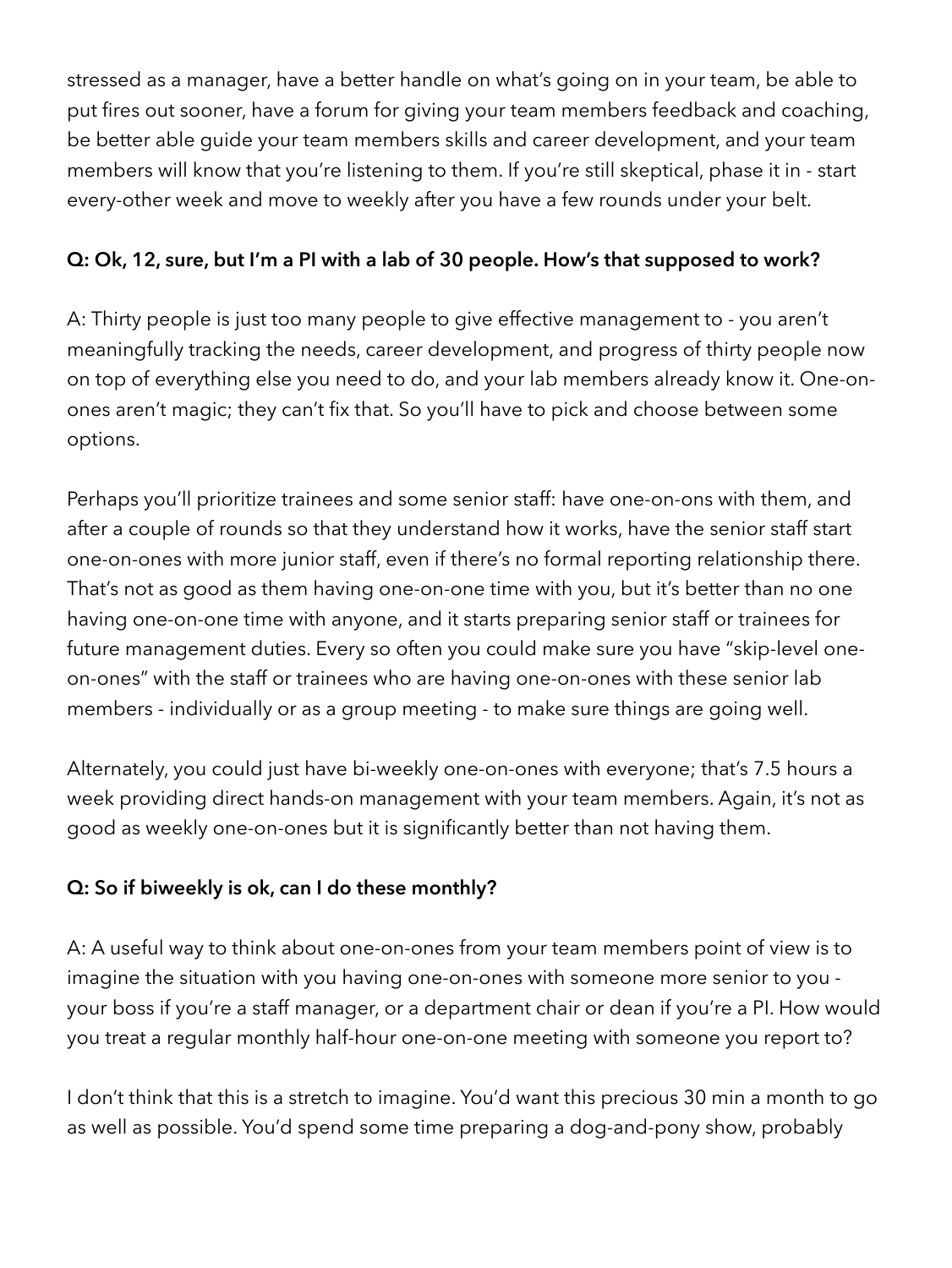stressed as a manager, have a better handle on what's going on in your team, be able to put fires out sooner, have a forum for giving your team members feedback and coaching, be better able guide your team members skills and career development, and your team members will know that you're listening to them. If you're still skeptical, phase it in - start every-other week and move to weekly after you have a few rounds under your belt.

**Q: Ok, 12, sure, but I'm a PI with a lab of 30 people. How's that supposed to work?**

A: Thirty people is just too many people to give effective management to - you aren't meaningfully tracking the needs, career development, and progress of thirty people now on top of everything else you need to do, and your lab members already know it. One-on-ones aren't magic; they can't fix that. So you'll have to pick and choose between some options.

Perhaps you'll prioritize trainees and some senior staff: have one-on-ons with them, and after a couple of rounds so that they understand how it works, have the senior staff start one-on-ones with more junior staff, even if there's no formal reporting relationship there. That's not as good as them having one-on-one time with you, but it's better than no one having one-on-one time with anyone, and it starts preparing senior staff or trainees for future management duties. Every so often you could make sure you have "skip-level one-on-ones" with the staff or trainees who are having one-on-ones with these senior lab members - individually or as a group meeting - to make sure things are going well.

Alternately, you could just have bi-weekly one-on-ones with everyone; that's 7.5 hours a week providing direct hands-on management with your team members. Again, it's not as good as weekly one-on-ones but it is significantly better than not having them.

**Q: So if biweekly is ok, can I do these monthly?**

A: A useful way to think about one-on-ones from your team members point of view is to imagine the situation with you having one-on-ones with someone more senior to you - your boss if you're a staff manager, or a department chair or dean if you're a PI. How would you treat a regular monthly half-hour one-on-one meeting with someone you report to?

I don't think that this is a stretch to imagine. You'd want this precious 30 min a month to go as well as possible. You'd spend some time preparing a dog-and-pony show, probably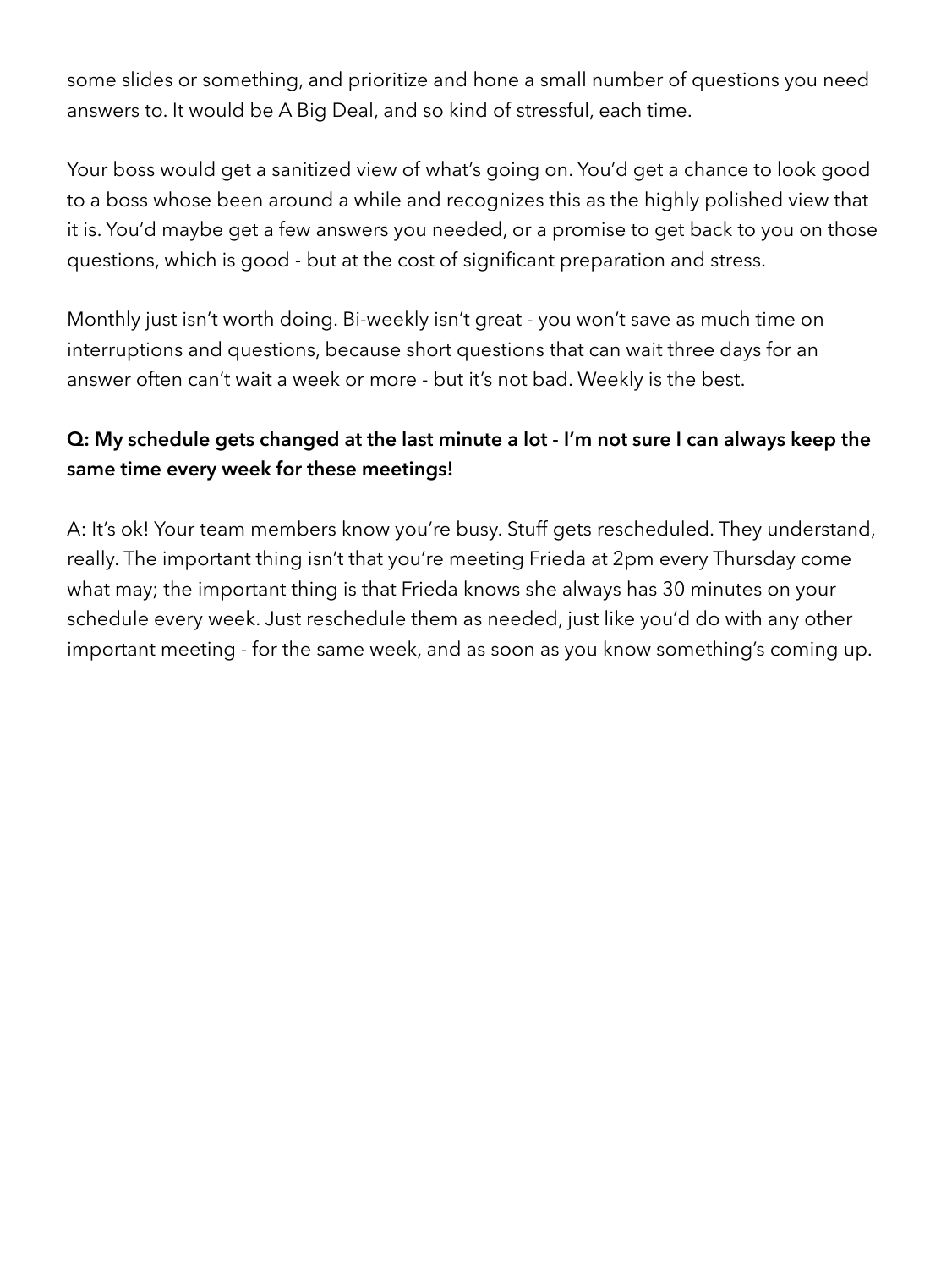some slides or something, and prioritize and hone a small number of questions you need answers to. It would be A Big Deal, and so kind of stressful, each time.

Your boss would get a sanitized view of what's going on. You'd get a chance to look good to a boss whose been around a while and recognizes this as the highly polished view that it is. You'd maybe get a few answers you needed, or a promise to get back to you on those questions, which is good - but at the cost of significant preparation and stress.

Monthly just isn't worth doing. Bi-weekly isn't great - you won't save as much time on interruptions and questions, because short questions that can wait three days for an answer often can't wait a week or more - but it's not bad. Weekly is the best.

**Q: My schedule gets changed at the last minute a lot - I'm not sure I can always keep the same time every week for these meetings!**

A: It's ok! Your team members know you're busy. Stuff gets rescheduled. They understand, really. The important thing isn't that you're meeting Frieda at 2pm every Thursday come what may; the important thing is that Frieda knows she always has 30 minutes on your schedule every week. Just reschedule them as needed, just like you'd do with any other important meeting - for the same week, and as soon as you know something's coming up.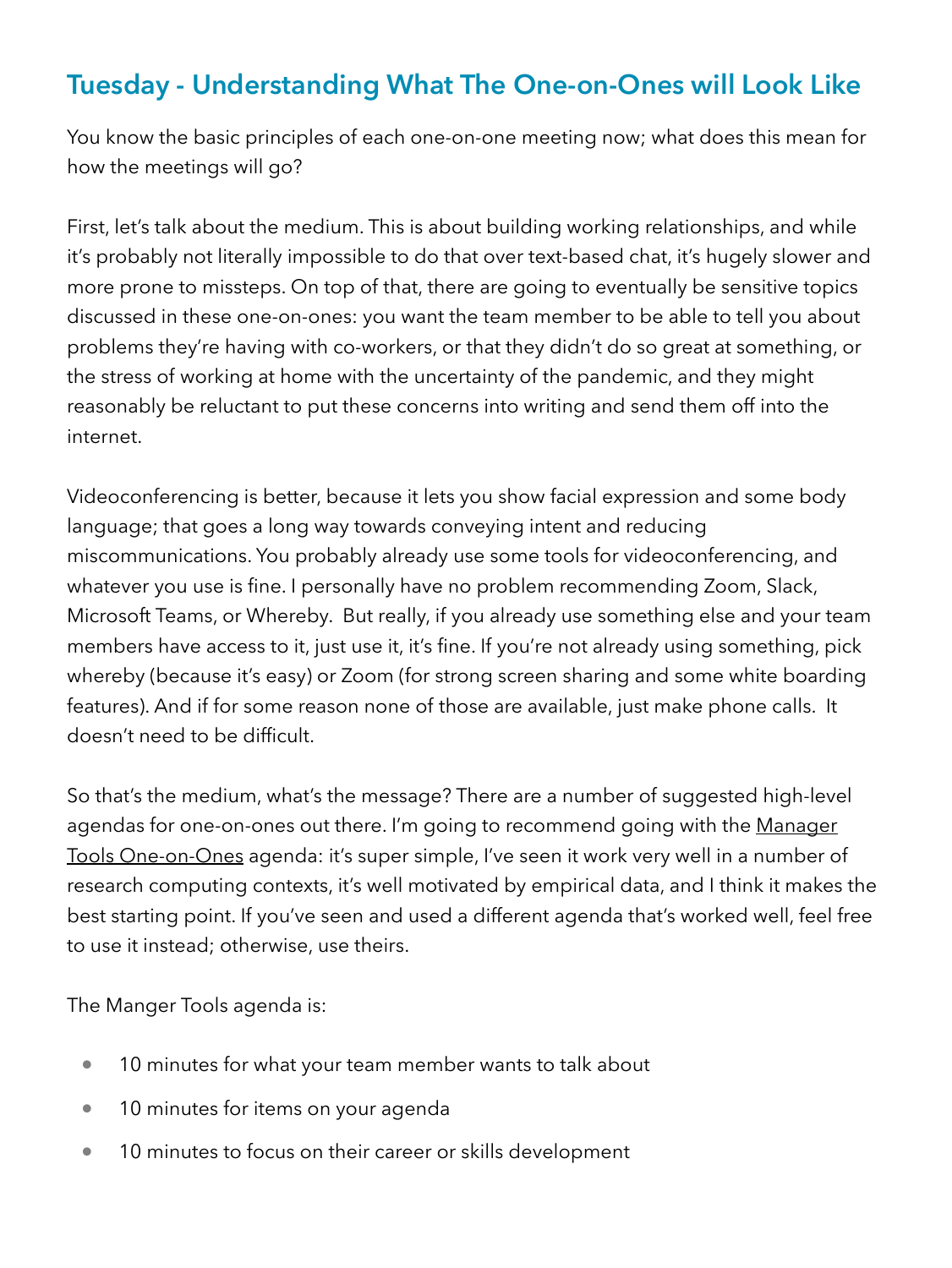## Tuesday - Understanding What The One-on-Ones will Look Like

You know the basic principles of each one-on-one meeting now; what does this mean for how the meetings will go?

First, let's talk about the medium. This is about building working relationships, and while it's probably not literally impossible to do that over text-based chat, it's hugely slower and more prone to missteps. On top of that, there are going to eventually be sensitive topics discussed in these one-on-ones: you want the team member to be able to tell you about problems they're having with co-workers, or that they didn't do so great at something, or the stress of working at home with the uncertainty of the pandemic, and they might reasonably be reluctant to put these concerns into writing and send them off into the internet.

Videoconferencing is better, because it lets you show facial expression and some body language; that goes a long way towards conveying intent and reducing miscommunications. You probably already use some tools for videoconferencing, and whatever you use is fine. I personally have no problem recommending Zoom, Slack, Microsoft Teams, or Whereby. But really, if you already use something else and your team members have access to it, just use it, it's fine. If you're not already using something, pick whereby (because it's easy) or Zoom (for strong screen sharing and some white boarding features). And if for some reason none of those are available, just make phone calls. It doesn't need to be difficult.

So that's the medium, what's the message? There are a number of suggested high-level agendas for one-on-ones out there. I'm going to recommend going with the Manager Tools One-on-Ones agenda: it's super simple, I've seen it work very well in a number of research computing contexts, it's well motivated by empirical data, and I think it makes the best starting point. If you've seen and used a different agenda that's worked well, feel free to use it instead; otherwise, use theirs.

The Manger Tools agenda is:

- 10 minutes for what your team member wants to talk about
- 10 minutes for items on your agenda
- 10 minutes to focus on their career or skills development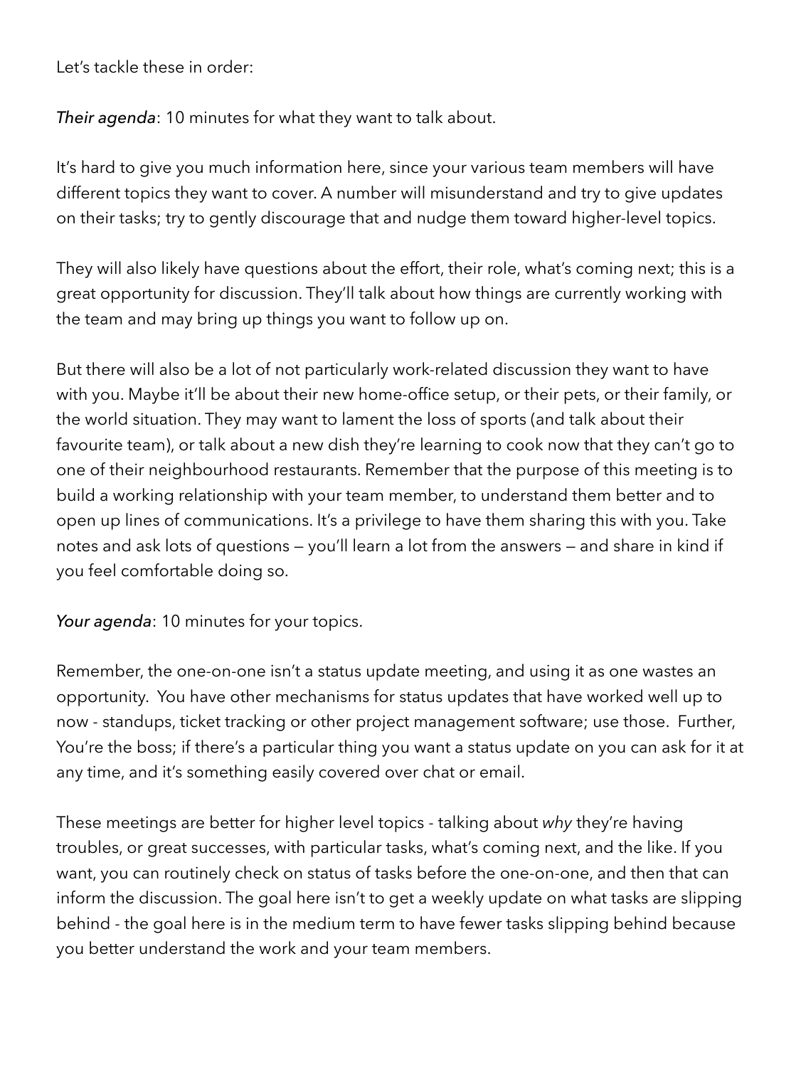Let's tackle these in order:

*Their agenda*: 10 minutes for what they want to talk about.

It's hard to give you much information here, since your various team members will have different topics they want to cover. A number will misunderstand and try to give updates on their tasks; try to gently discourage that and nudge them toward higher-level topics.

They will also likely have questions about the effort, their role, what's coming next; this is a great opportunity for discussion. They'll talk about how things are currently working with the team and may bring up things you want to follow up on.

But there will also be a lot of not particularly work-related discussion they want to have with you. Maybe it'll be about their new home-office setup, or their pets, or their family, or the world situation. They may want to lament the loss of sports (and talk about their favourite team), or talk about a new dish they're learning to cook now that they can't go to one of their neighbourhood restaurants. Remember that the purpose of this meeting is to build a working relationship with your team member, to understand them better and to open up lines of communications. It's a privilege to have them sharing this with you. Take notes and ask lots of questions — you'll learn a lot from the answers — and share in kind if you feel comfortable doing so.

*Your agenda*: 10 minutes for your topics.

Remember, the one-on-one isn't a status update meeting, and using it as one wastes an opportunity. You have other mechanisms for status updates that have worked well up to now - standups, ticket tracking or other project management software; use those. Further, You're the boss; if there's a particular thing you want a status update on you can ask for it at any time, and it's something easily covered over chat or email.

These meetings are better for higher level topics - talking about *why* they're having troubles, or great successes, with particular tasks, what's coming next, and the like. If you want, you can routinely check on status of tasks before the one-on-one, and then that can inform the discussion. The goal here isn't to get a weekly update on what tasks are slipping behind - the goal here is in the medium term to have fewer tasks slipping behind because you better understand the work and your team members.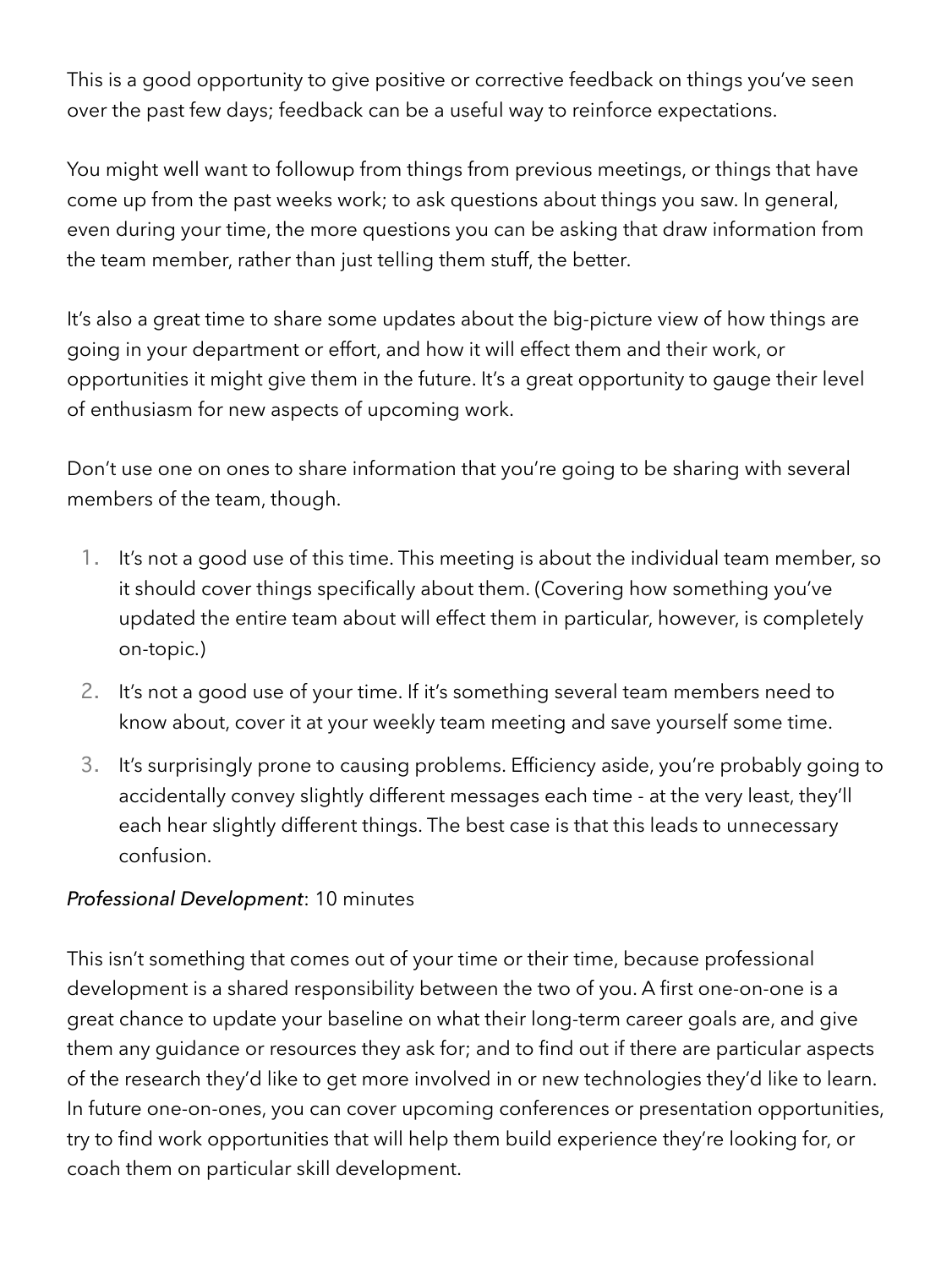This is a good opportunity to give positive or corrective feedback on things you've seen over the past few days; feedback can be a useful way to reinforce expectations.

You might well want to followup from things from previous meetings, or things that have come up from the past weeks work; to ask questions about things you saw. In general, even during your time, the more questions you can be asking that draw information from the team member, rather than just telling them stuff, the better.

It's also a great time to share some updates about the big-picture view of how things are going in your department or effort, and how it will effect them and their work, or opportunities it might give them in the future. It's a great opportunity to gauge their level of enthusiasm for new aspects of upcoming work.

Don't use one on ones to share information that you're going to be sharing with several members of the team, though.

1. It's not a good use of this time. This meeting is about the individual team member, so it should cover things specifically about them. (Covering how something you've updated the entire team about will effect them in particular, however, is completely on-topic.)
2. It's not a good use of your time. If it's something several team members need to know about, cover it at your weekly team meeting and save yourself some time.
3. It's surprisingly prone to causing problems. Efficiency aside, you're probably going to accidentally convey slightly different messages each time - at the very least, they'll each hear slightly different things. The best case is that this leads to unnecessary confusion.

*Professional Development*: 10 minutes

This isn't something that comes out of your time or their time, because professional development is a shared responsibility between the two of you. A first one-on-one is a great chance to update your baseline on what their long-term career goals are, and give them any guidance or resources they ask for; and to find out if there are particular aspects of the research they'd like to get more involved in or new technologies they'd like to learn. In future one-on-ones, you can cover upcoming conferences or presentation opportunities, try to find work opportunities that will help them build experience they're looking for, or coach them on particular skill development.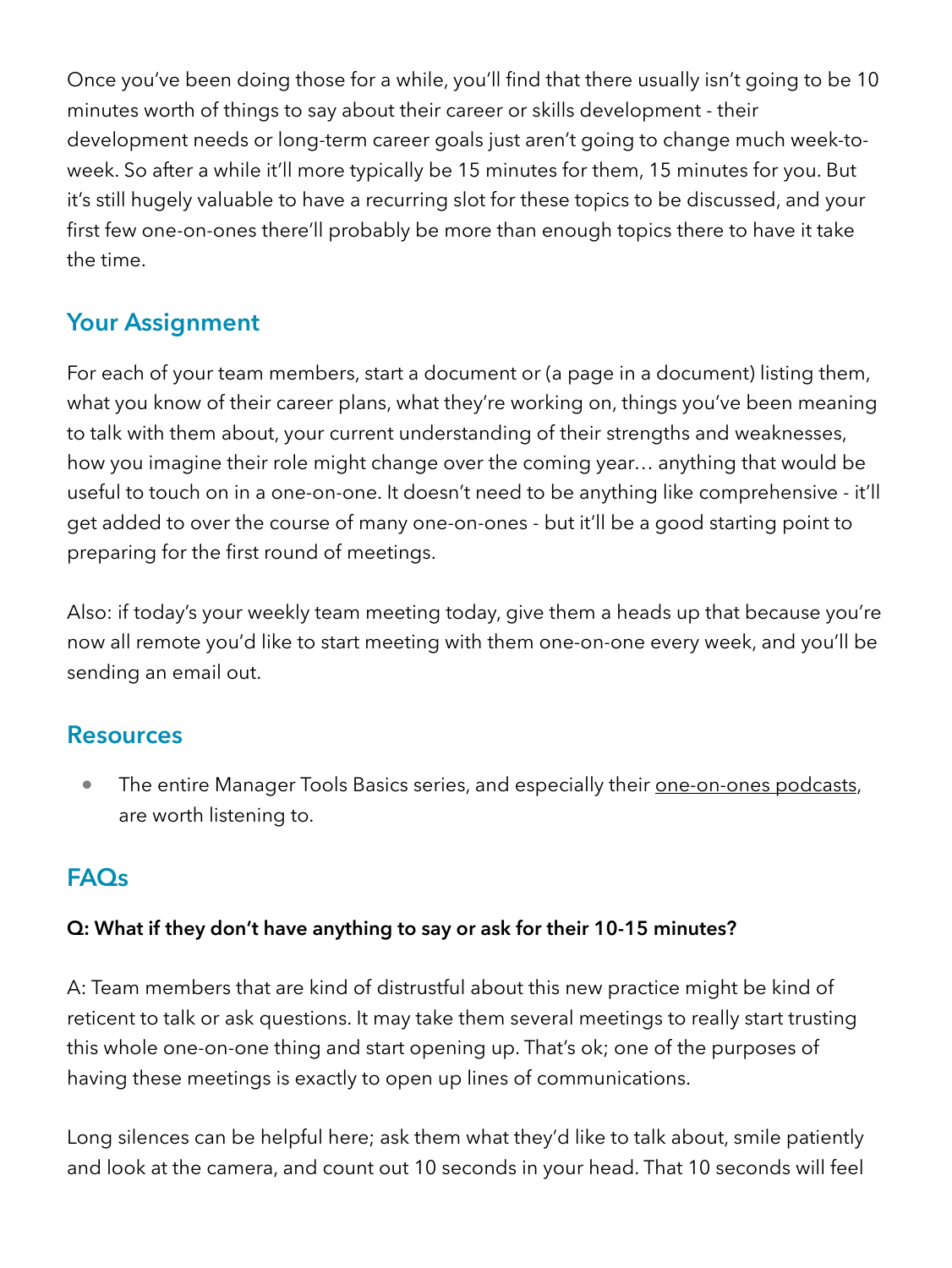Once you've been doing those for a while, you'll find that there usually isn't going to be 10 minutes worth of things to say about their career or skills development - their development needs or long-term career goals just aren't going to change much week-to-week. So after a while it'll more typically be 15 minutes for them, 15 minutes for you. But it's still hugely valuable to have a recurring slot for these topics to be discussed, and your first few one-on-ones there'll probably be more than enough topics there to have it take the time.

## Your Assignment

For each of your team members, start a document or (a page in a document) listing them, what you know of their career plans, what they're working on, things you've been meaning to talk with them about, your current understanding of their strengths and weaknesses, how you imagine their role might change over the coming year… anything that would be useful to touch on in a one-on-one. It doesn't need to be anything like comprehensive - it'll get added to over the course of many one-on-ones - but it'll be a good starting point to preparing for the first round of meetings.

Also: if today's your weekly team meeting today, give them a heads up that because you're now all remote you'd like to start meeting with them one-on-one every week, and you'll be sending an email out.

## Resources

- The entire Manager Tools Basics series, and especially their one-on-ones podcasts, are worth listening to.

## FAQs

**Q: What if they don't have anything to say or ask for their 10-15 minutes?**

A: Team members that are kind of distrustful about this new practice might be kind of reticent to talk or ask questions. It may take them several meetings to really start trusting this whole one-on-one thing and start opening up. That's ok; one of the purposes of having these meetings is exactly to open up lines of communications.

Long silences can be helpful here; ask them what they'd like to talk about, smile patiently and look at the camera, and count out 10 seconds in your head. That 10 seconds will feel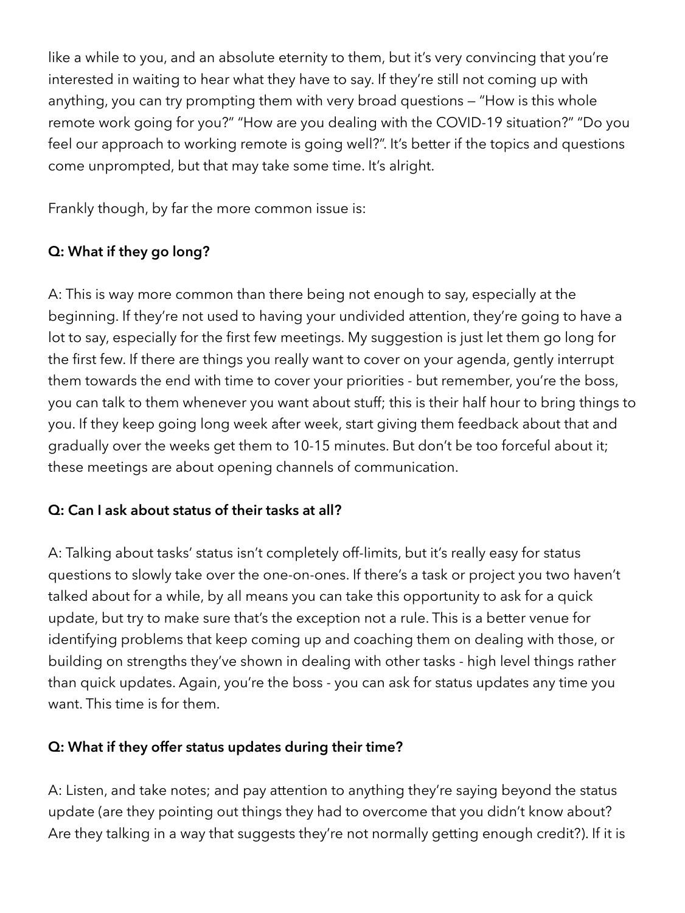like a while to you, and an absolute eternity to them, but it's very convincing that you're interested in waiting to hear what they have to say. If they're still not coming up with anything, you can try prompting them with very broad questions — "How is this whole remote work going for you?" "How are you dealing with the COVID-19 situation?" "Do you feel our approach to working remote is going well?". It's better if the topics and questions come unprompted, but that may take some time. It's alright.

Frankly though, by far the more common issue is:

**Q: What if they go long?**

A: This is way more common than there being not enough to say, especially at the beginning. If they're not used to having your undivided attention, they're going to have a lot to say, especially for the first few meetings. My suggestion is just let them go long for the first few. If there are things you really want to cover on your agenda, gently interrupt them towards the end with time to cover your priorities - but remember, you're the boss, you can talk to them whenever you want about stuff; this is their half hour to bring things to you. If they keep going long week after week, start giving them feedback about that and gradually over the weeks get them to 10-15 minutes. But don't be too forceful about it; these meetings are about opening channels of communication.

**Q: Can I ask about status of their tasks at all?**

A: Talking about tasks' status isn't completely off-limits, but it's really easy for status questions to slowly take over the one-on-ones. If there's a task or project you two haven't talked about for a while, by all means you can take this opportunity to ask for a quick update, but try to make sure that's the exception not a rule. This is a better venue for identifying problems that keep coming up and coaching them on dealing with those, or building on strengths they've shown in dealing with other tasks - high level things rather than quick updates. Again, you're the boss - you can ask for status updates any time you want. This time is for them.

**Q: What if they offer status updates during their time?**

A: Listen, and take notes; and pay attention to anything they're saying beyond the status update (are they pointing out things they had to overcome that you didn't know about? Are they talking in a way that suggests they're not normally getting enough credit?). If it is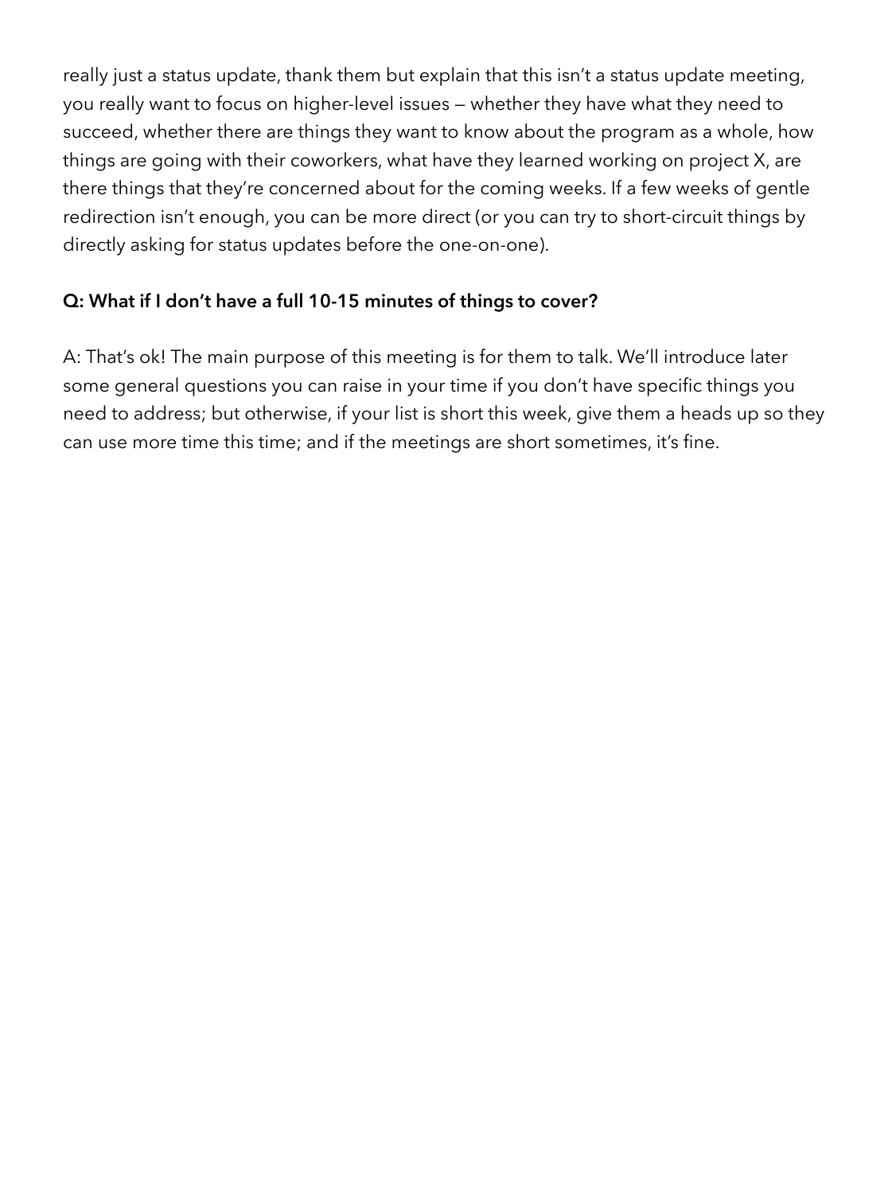really just a status update, thank them but explain that this isn't a status update meeting, you really want to focus on higher-level issues — whether they have what they need to succeed, whether there are things they want to know about the program as a whole, how things are going with their coworkers, what have they learned working on project X, are there things that they're concerned about for the coming weeks. If a few weeks of gentle redirection isn't enough, you can be more direct (or you can try to short-circuit things by directly asking for status updates before the one-on-one).

**Q: What if I don't have a full 10-15 minutes of things to cover?**

A: That's ok! The main purpose of this meeting is for them to talk. We'll introduce later some general questions you can raise in your time if you don't have specific things you need to address; but otherwise, if your list is short this week, give them a heads up so they can use more time this time; and if the meetings are short sometimes, it's fine.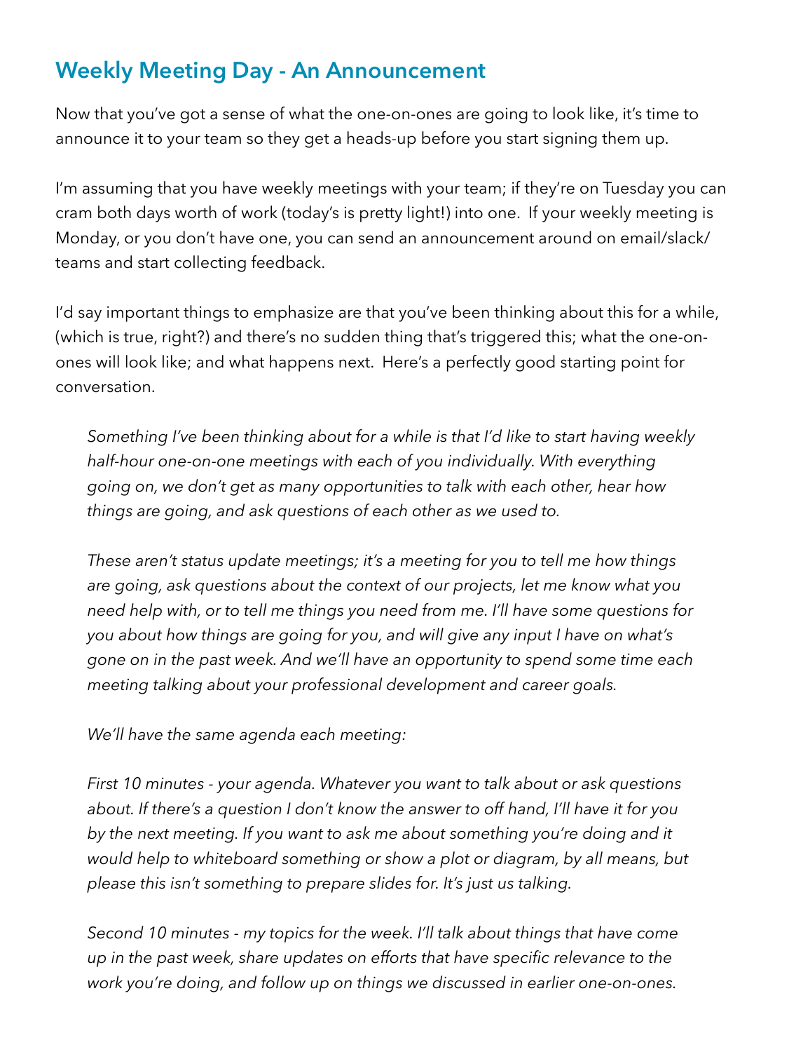## Weekly Meeting Day - An Announcement

Now that you've got a sense of what the one-on-ones are going to look like, it's time to announce it to your team so they get a heads-up before you start signing them up.

I'm assuming that you have weekly meetings with your team; if they're on Tuesday you can cram both days worth of work (today's is pretty light!) into one. If your weekly meeting is Monday, or you don't have one, you can send an announcement around on email/slack/teams and start collecting feedback.

I'd say important things to emphasize are that you've been thinking about this for a while, (which is true, right?) and there's no sudden thing that's triggered this; what the one-on-ones will look like; and what happens next. Here's a perfectly good starting point for conversation.

> *Something I've been thinking about for a while is that I'd like to start having weekly half-hour one-on-one meetings with each of you individually. With everything going on, we don't get as many opportunities to talk with each other, hear how things are going, and ask questions of each other as we used to.*
>
> *These aren't status update meetings; it's a meeting for you to tell me how things are going, ask questions about the context of our projects, let me know what you need help with, or to tell me things you need from me. I'll have some questions for you about how things are going for you, and will give any input I have on what's gone on in the past week. And we'll have an opportunity to spend some time each meeting talking about your professional development and career goals.*
>
> *We'll have the same agenda each meeting:*
>
> *First 10 minutes - your agenda. Whatever you want to talk about or ask questions about. If there's a question I don't know the answer to off hand, I'll have it for you by the next meeting. If you want to ask me about something you're doing and it would help to whiteboard something or show a plot or diagram, by all means, but please this isn't something to prepare slides for. It's just us talking.*
>
> *Second 10 minutes - my topics for the week. I'll talk about things that have come up in the past week, share updates on efforts that have specific relevance to the work you're doing, and follow up on things we discussed in earlier one-on-ones.*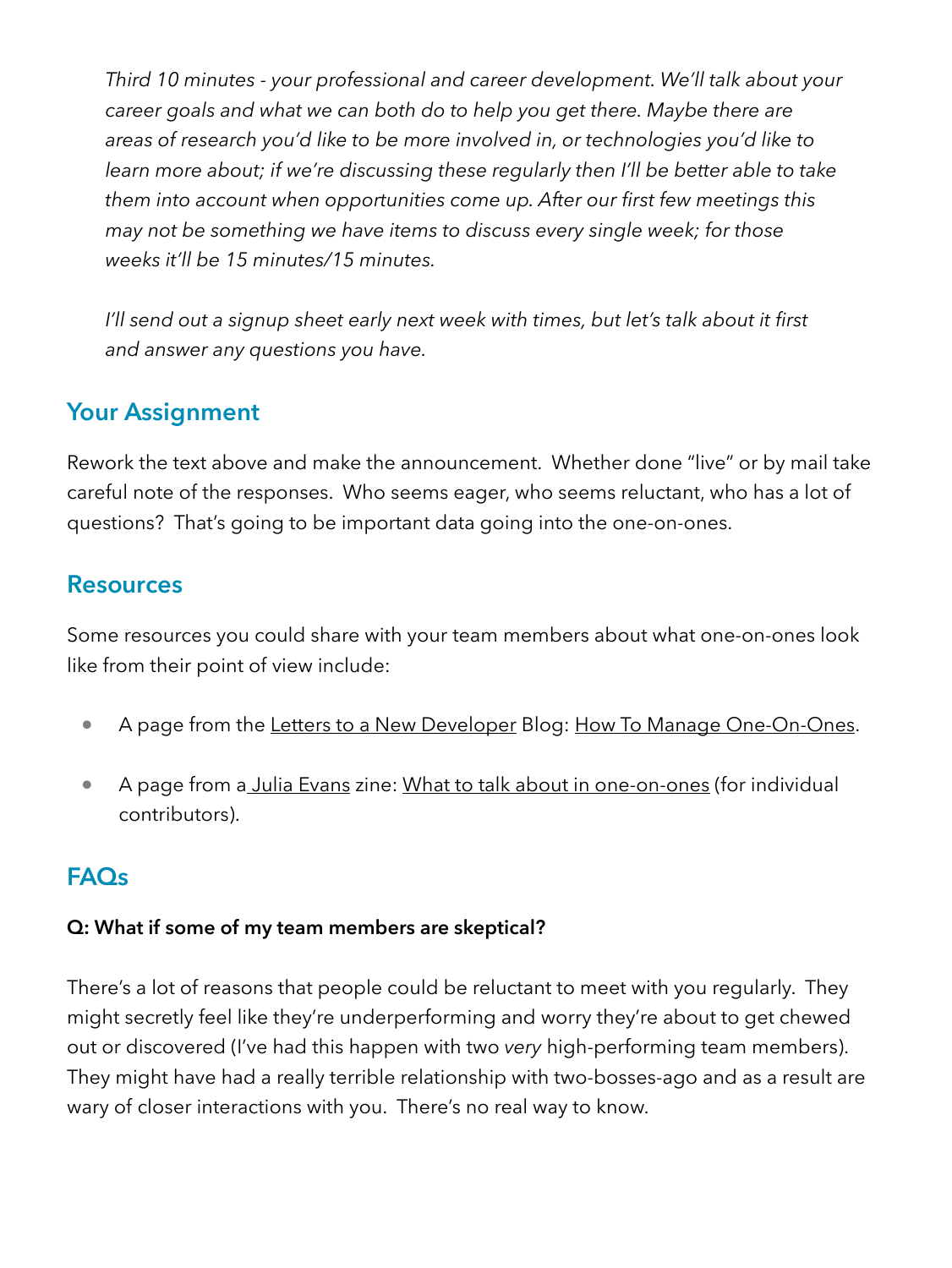*Third 10 minutes - your professional and career development. We'll talk about your career goals and what we can both do to help you get there. Maybe there are areas of research you'd like to be more involved in, or technologies you'd like to learn more about; if we're discussing these regularly then I'll be better able to take them into account when opportunities come up. After our first few meetings this may not be something we have items to discuss every single week; for those weeks it'll be 15 minutes/15 minutes.*

*I'll send out a signup sheet early next week with times, but let's talk about it first and answer any questions you have.*

## Your Assignment

Rework the text above and make the announcement. Whether done "live" or by mail take careful note of the responses. Who seems eager, who seems reluctant, who has a lot of questions? That's going to be important data going into the one-on-ones.

## Resources

Some resources you could share with your team members about what one-on-ones look like from their point of view include:

- A page from the Letters to a New Developer Blog: How To Manage One-On-Ones.
- A page from a Julia Evans zine: What to talk about in one-on-ones (for individual contributors).

## FAQs

**Q: What if some of my team members are skeptical?**

There's a lot of reasons that people could be reluctant to meet with you regularly. They might secretly feel like they're underperforming and worry they're about to get chewed out or discovered (I've had this happen with two *very* high-performing team members). They might have had a really terrible relationship with two-bosses-ago and as a result are wary of closer interactions with you. There's no real way to know.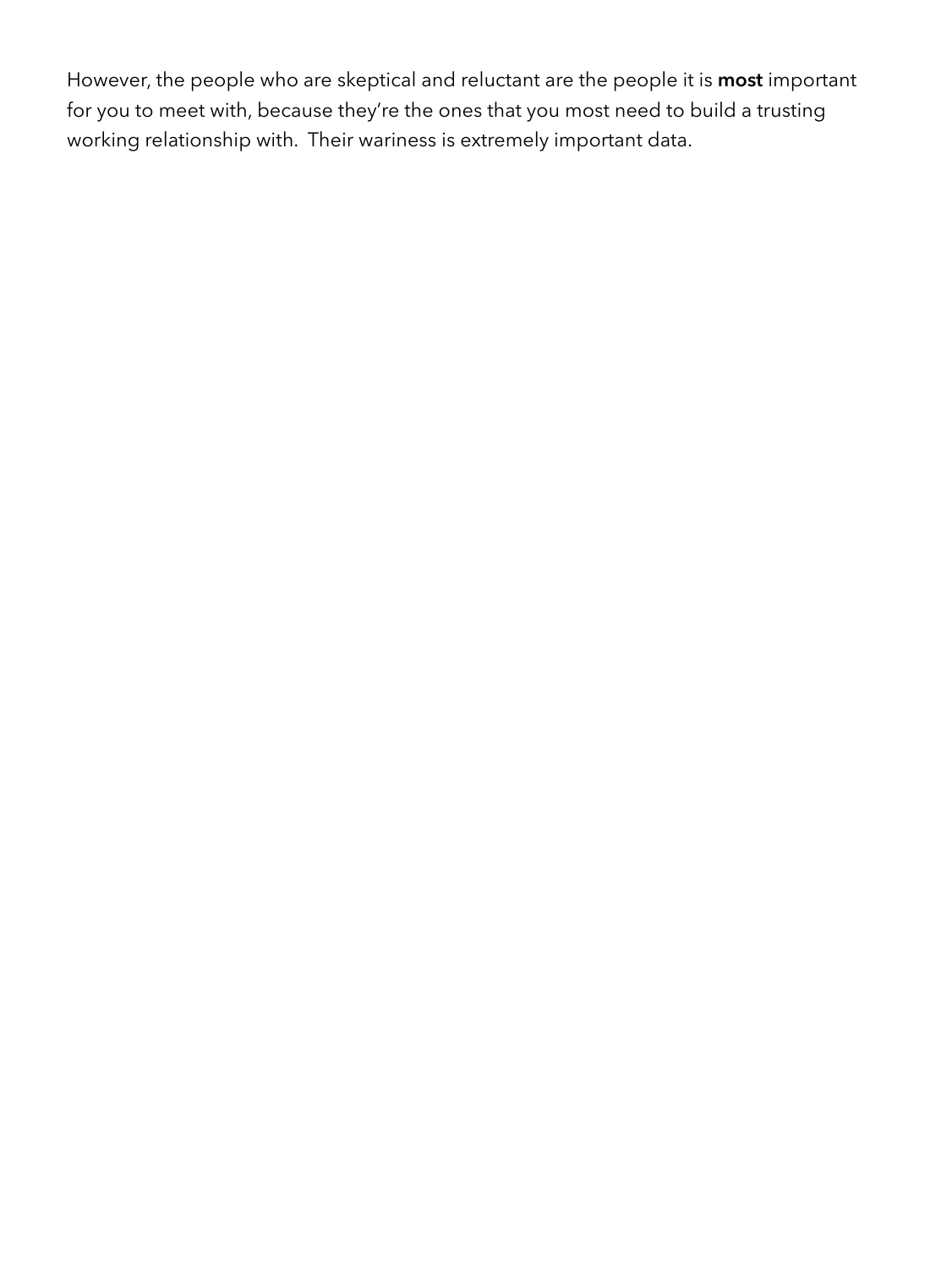However, the people who are skeptical and reluctant are the people it is **most** important for you to meet with, because they're the ones that you most need to build a trusting working relationship with. Their wariness is extremely important data.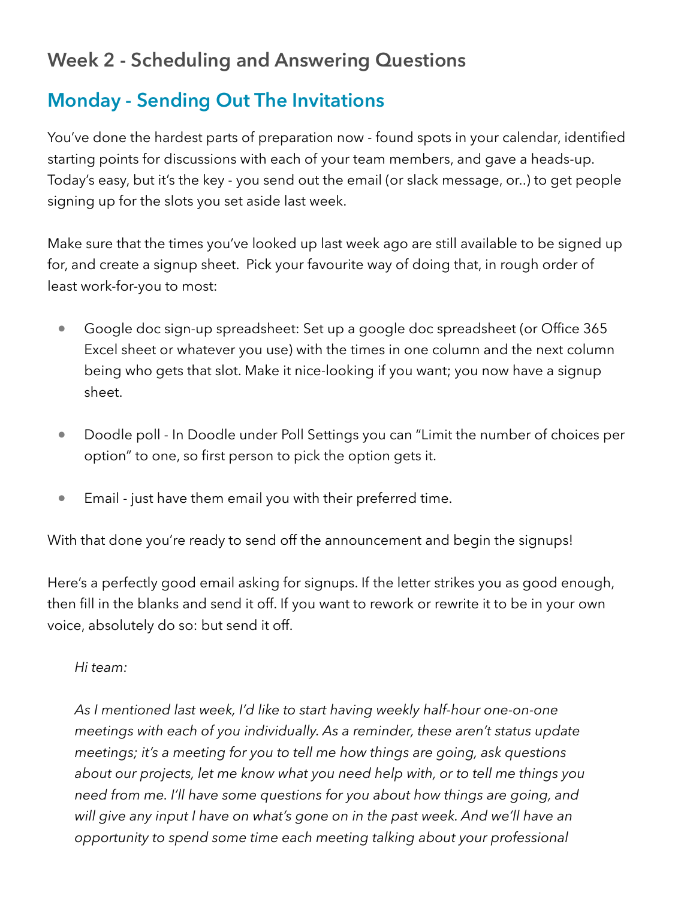## Week 2 - Scheduling and Answering Questions

### Monday - Sending Out The Invitations

You've done the hardest parts of preparation now - found spots in your calendar, identified starting points for discussions with each of your team members, and gave a heads-up. Today's easy, but it's the key - you send out the email (or slack message, or..) to get people signing up for the slots you set aside last week.

Make sure that the times you've looked up last week ago are still available to be signed up for, and create a signup sheet. Pick your favourite way of doing that, in rough order of least work-for-you to most:

- Google doc sign-up spreadsheet: Set up a google doc spreadsheet (or Office 365 Excel sheet or whatever you use) with the times in one column and the next column being who gets that slot. Make it nice-looking if you want; you now have a signup sheet.
- Doodle poll - In Doodle under Poll Settings you can "Limit the number of choices per option" to one, so first person to pick the option gets it.
- Email - just have them email you with their preferred time.

With that done you're ready to send off the announcement and begin the signups!

Here's a perfectly good email asking for signups. If the letter strikes you as good enough, then fill in the blanks and send it off. If you want to rework or rewrite it to be in your own voice, absolutely do so: but send it off.

> *Hi team:*
>
> *As I mentioned last week, I'd like to start having weekly half-hour one-on-one meetings with each of you individually. As a reminder, these aren't status update meetings; it's a meeting for you to tell me how things are going, ask questions about our projects, let me know what you need help with, or to tell me things you need from me. I'll have some questions for you about how things are going, and will give any input I have on what's gone on in the past week. And we'll have an opportunity to spend some time each meeting talking about your professional*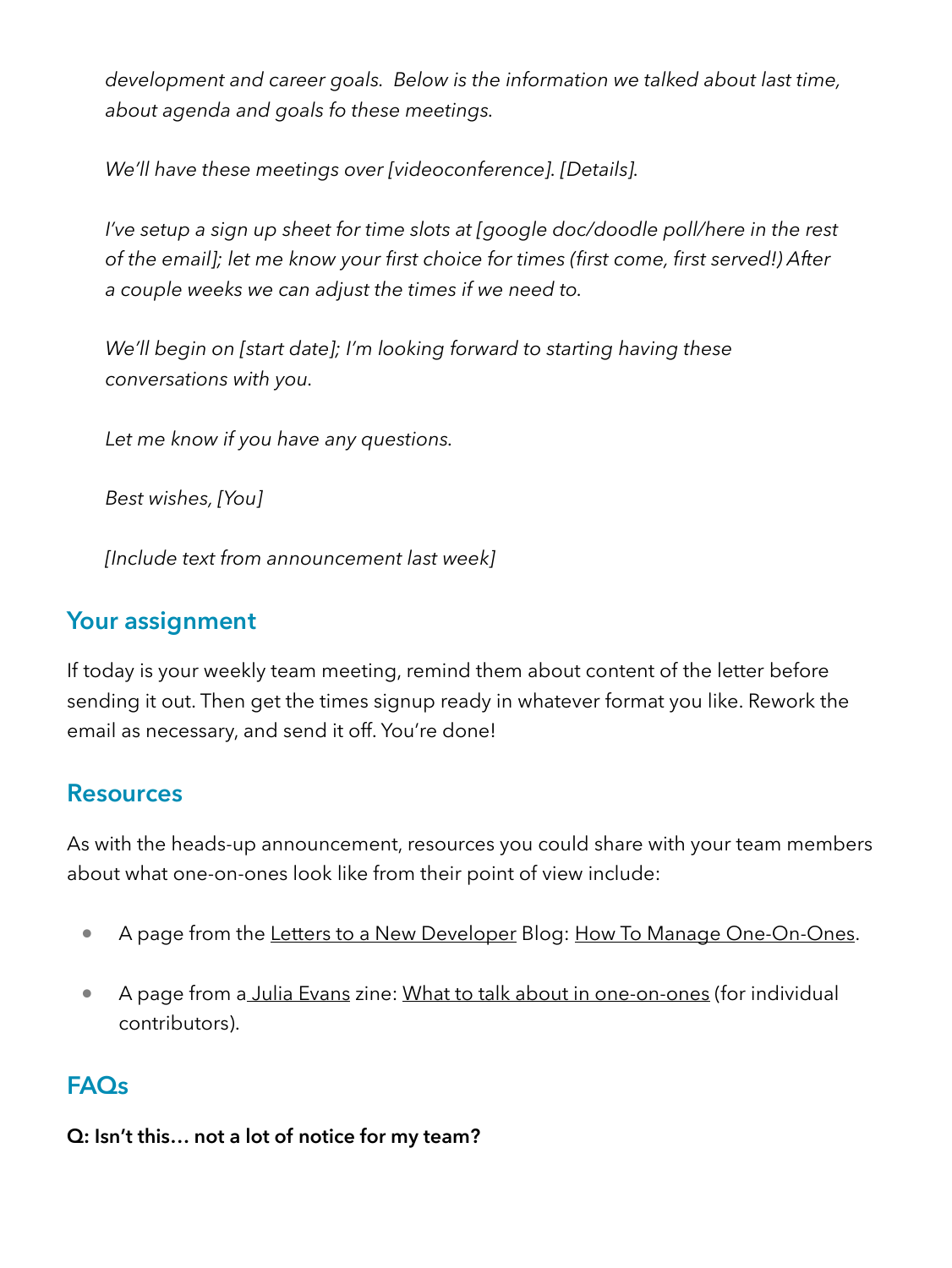*development and career goals.  Below is the information we talked about last time, about agenda and goals fo these meetings.*

*We'll have these meetings over [videoconference]. [Details].*

*I've setup a sign up sheet for time slots at [google doc/doodle poll/here in the rest of the email]; let me know your first choice for times (first come, first served!) After a couple weeks we can adjust the times if we need to.*

*We'll begin on [start date]; I'm looking forward to starting having these conversations with you.*

*Let me know if you have any questions.*

*Best wishes, [You]*

*[Include text from announcement last week]*

## Your assignment

If today is your weekly team meeting, remind them about content of the letter before sending it out. Then get the times signup ready in whatever format you like. Rework the email as necessary, and send it off. You're done!

## Resources

As with the heads-up announcement, resources you could share with your team members about what one-on-ones look like from their point of view include:

- A page from the Letters to a New Developer Blog: How To Manage One-On-Ones.
- A page from a Julia Evans zine: What to talk about in one-on-ones (for individual contributors).

## FAQs

**Q: Isn't this… not a lot of notice for my team?**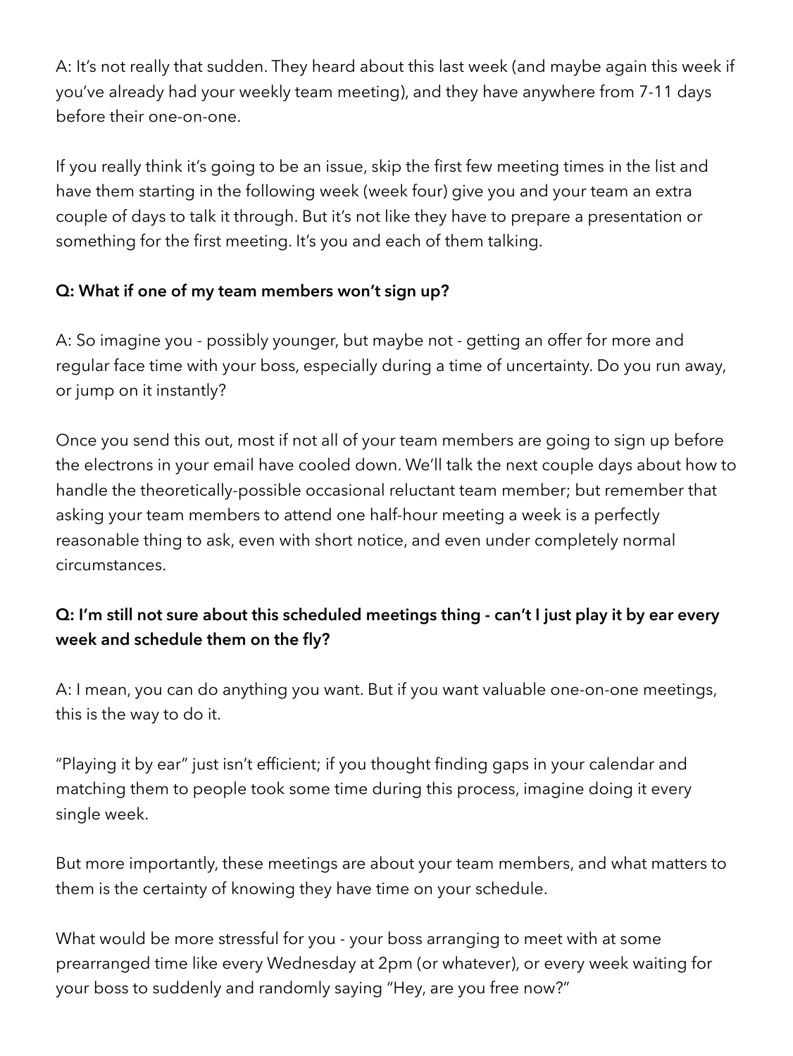A: It's not really that sudden. They heard about this last week (and maybe again this week if you've already had your weekly team meeting), and they have anywhere from 7-11 days before their one-on-one.

If you really think it's going to be an issue, skip the first few meeting times in the list and have them starting in the following week (week four) give you and your team an extra couple of days to talk it through. But it's not like they have to prepare a presentation or something for the first meeting. It's you and each of them talking.

**Q: What if one of my team members won't sign up?**

A: So imagine you - possibly younger, but maybe not - getting an offer for more and regular face time with your boss, especially during a time of uncertainty. Do you run away, or jump on it instantly?

Once you send this out, most if not all of your team members are going to sign up before the electrons in your email have cooled down. We'll talk the next couple days about how to handle the theoretically-possible occasional reluctant team member; but remember that asking your team members to attend one half-hour meeting a week is a perfectly reasonable thing to ask, even with short notice, and even under completely normal circumstances.

**Q: I'm still not sure about this scheduled meetings thing - can't I just play it by ear every week and schedule them on the fly?**

A: I mean, you can do anything you want. But if you want valuable one-on-one meetings, this is the way to do it.

"Playing it by ear" just isn't efficient; if you thought finding gaps in your calendar and matching them to people took some time during this process, imagine doing it every single week.

But more importantly, these meetings are about your team members, and what matters to them is the certainty of knowing they have time on your schedule.

What would be more stressful for you - your boss arranging to meet with at some prearranged time like every Wednesday at 2pm (or whatever), or every week waiting for your boss to suddenly and randomly saying "Hey, are you free now?"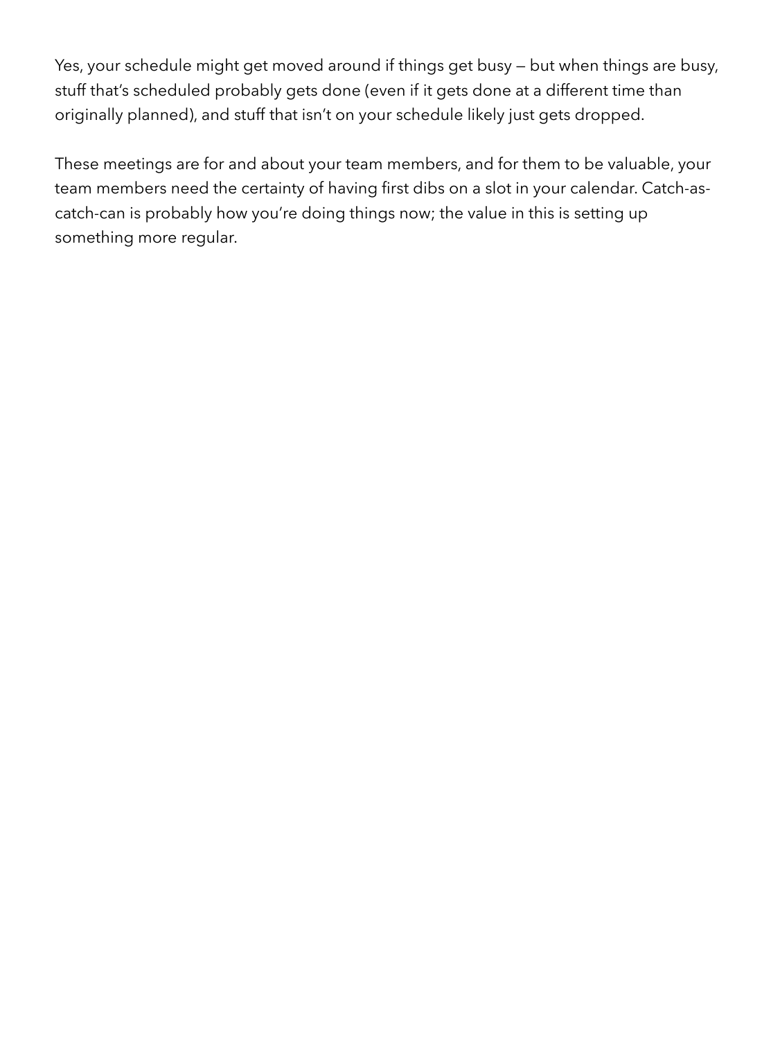Yes, your schedule might get moved around if things get busy — but when things are busy, stuff that's scheduled probably gets done (even if it gets done at a different time than originally planned), and stuff that isn't on your schedule likely just gets dropped.

These meetings are for and about your team members, and for them to be valuable, your team members need the certainty of having first dibs on a slot in your calendar. Catch-as-catch-can is probably how you're doing things now; the value in this is setting up something more regular.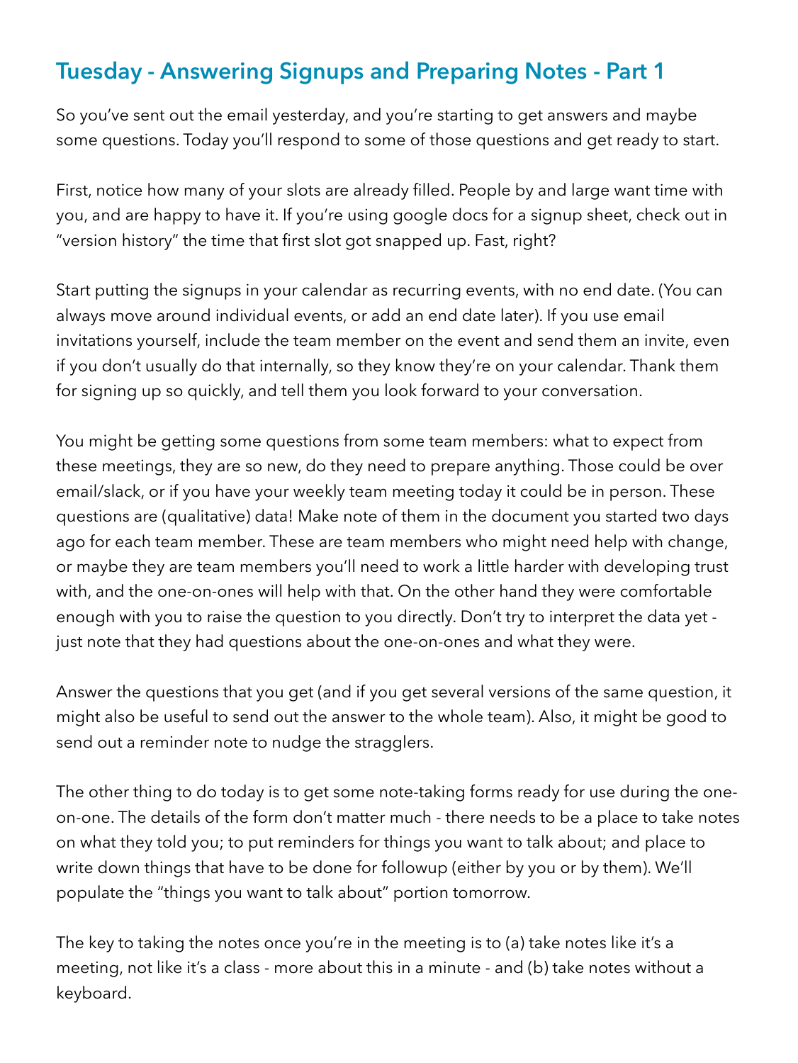## Tuesday - Answering Signups and Preparing Notes - Part 1

So you've sent out the email yesterday, and you're starting to get answers and maybe some questions. Today you'll respond to some of those questions and get ready to start.

First, notice how many of your slots are already filled. People by and large want time with you, and are happy to have it. If you're using google docs for a signup sheet, check out in "version history" the time that first slot got snapped up. Fast, right?

Start putting the signups in your calendar as recurring events, with no end date. (You can always move around individual events, or add an end date later). If you use email invitations yourself, include the team member on the event and send them an invite, even if you don't usually do that internally, so they know they're on your calendar. Thank them for signing up so quickly, and tell them you look forward to your conversation.

You might be getting some questions from some team members: what to expect from these meetings, they are so new, do they need to prepare anything. Those could be over email/slack, or if you have your weekly team meeting today it could be in person. These questions are (qualitative) data! Make note of them in the document you started two days ago for each team member. These are team members who might need help with change, or maybe they are team members you'll need to work a little harder with developing trust with, and the one-on-ones will help with that. On the other hand they were comfortable enough with you to raise the question to you directly. Don't try to interpret the data yet - just note that they had questions about the one-on-ones and what they were.

Answer the questions that you get (and if you get several versions of the same question, it might also be useful to send out the answer to the whole team). Also, it might be good to send out a reminder note to nudge the stragglers.

The other thing to do today is to get some note-taking forms ready for use during the one-on-one. The details of the form don't matter much - there needs to be a place to take notes on what they told you; to put reminders for things you want to talk about; and place to write down things that have to be done for followup (either by you or by them). We'll populate the "things you want to talk about" portion tomorrow.

The key to taking the notes once you're in the meeting is to (a) take notes like it's a meeting, not like it's a class - more about this in a minute - and (b) take notes without a keyboard.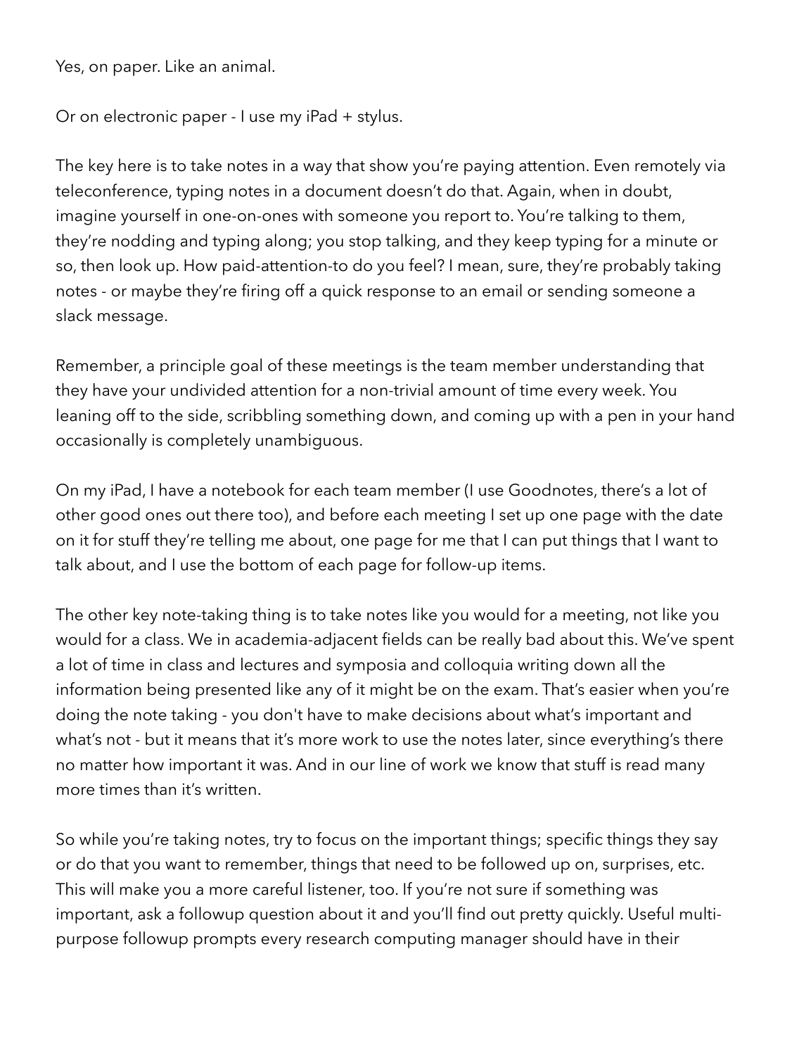Yes, on paper. Like an animal.

Or on electronic paper - I use my iPad + stylus.

The key here is to take notes in a way that show you're paying attention. Even remotely via teleconference, typing notes in a document doesn't do that. Again, when in doubt, imagine yourself in one-on-ones with someone you report to. You're talking to them, they're nodding and typing along; you stop talking, and they keep typing for a minute or so, then look up. How paid-attention-to do you feel? I mean, sure, they're probably taking notes - or maybe they're firing off a quick response to an email or sending someone a slack message.

Remember, a principle goal of these meetings is the team member understanding that they have your undivided attention for a non-trivial amount of time every week. You leaning off to the side, scribbling something down, and coming up with a pen in your hand occasionally is completely unambiguous.

On my iPad, I have a notebook for each team member (I use Goodnotes, there's a lot of other good ones out there too), and before each meeting I set up one page with the date on it for stuff they're telling me about, one page for me that I can put things that I want to talk about, and I use the bottom of each page for follow-up items.

The other key note-taking thing is to take notes like you would for a meeting, not like you would for a class. We in academia-adjacent fields can be really bad about this. We've spent a lot of time in class and lectures and symposia and colloquia writing down all the information being presented like any of it might be on the exam. That's easier when you're doing the note taking - you don't have to make decisions about what's important and what's not - but it means that it's more work to use the notes later, since everything's there no matter how important it was. And in our line of work we know that stuff is read many more times than it's written.

So while you're taking notes, try to focus on the important things; specific things they say or do that you want to remember, things that need to be followed up on, surprises, etc. This will make you a more careful listener, too. If you're not sure if something was important, ask a followup question about it and you'll find out pretty quickly. Useful multi-purpose followup prompts every research computing manager should have in their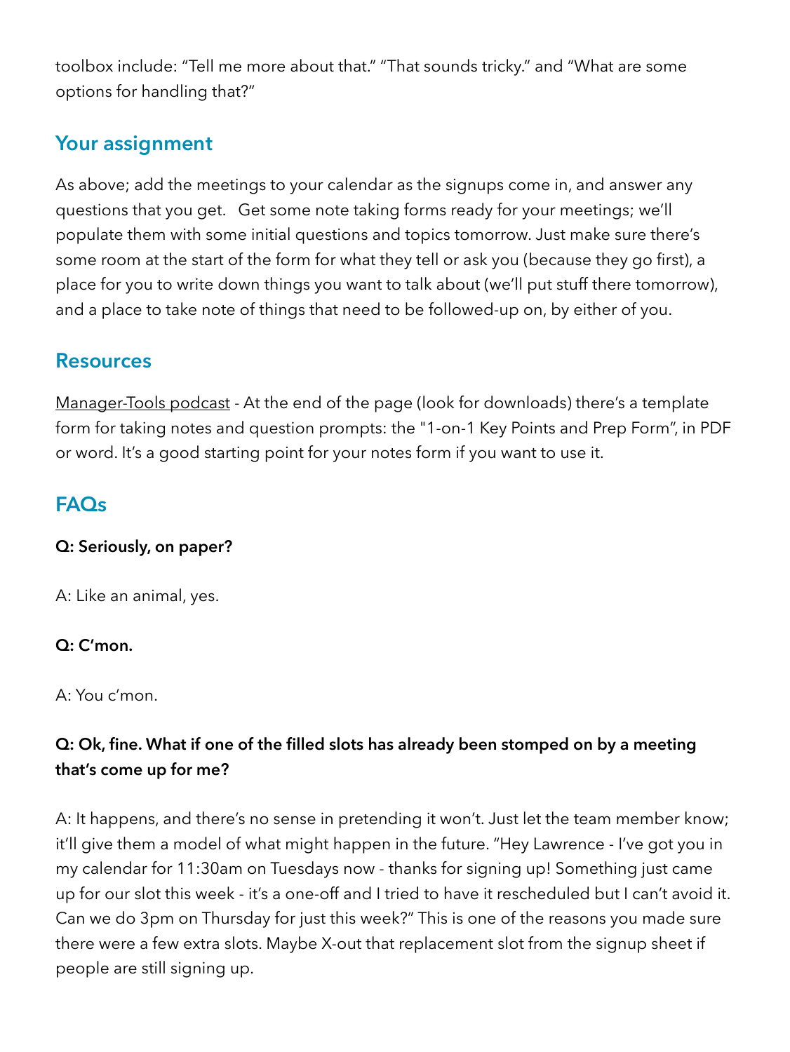toolbox include: “Tell me more about that.” “That sounds tricky.” and “What are some options for handling that?”

## Your assignment

As above; add the meetings to your calendar as the signups come in, and answer any questions that you get. Get some note taking forms ready for your meetings; we’ll populate them with some initial questions and topics tomorrow. Just make sure there’s some room at the start of the form for what they tell or ask you (because they go first), a place for you to write down things you want to talk about (we’ll put stuff there tomorrow), and a place to take note of things that need to be followed-up on, by either of you.

## Resources

Manager-Tools podcast - At the end of the page (look for downloads) there’s a template form for taking notes and question prompts: the "1-on-1 Key Points and Prep Form", in PDF or word. It’s a good starting point for your notes form if you want to use it.

## FAQs

**Q: Seriously, on paper?**

A: Like an animal, yes.

**Q: C’mon.**

A: You c’mon.

**Q: Ok, fine. What if one of the filled slots has already been stomped on by a meeting that’s come up for me?**

A: It happens, and there’s no sense in pretending it won’t. Just let the team member know; it’ll give them a model of what might happen in the future. “Hey Lawrence - I’ve got you in my calendar for 11:30am on Tuesdays now - thanks for signing up! Something just came up for our slot this week - it’s a one-off and I tried to have it rescheduled but I can’t avoid it. Can we do 3pm on Thursday for just this week?” This is one of the reasons you made sure there were a few extra slots. Maybe X-out that replacement slot from the signup sheet if people are still signing up.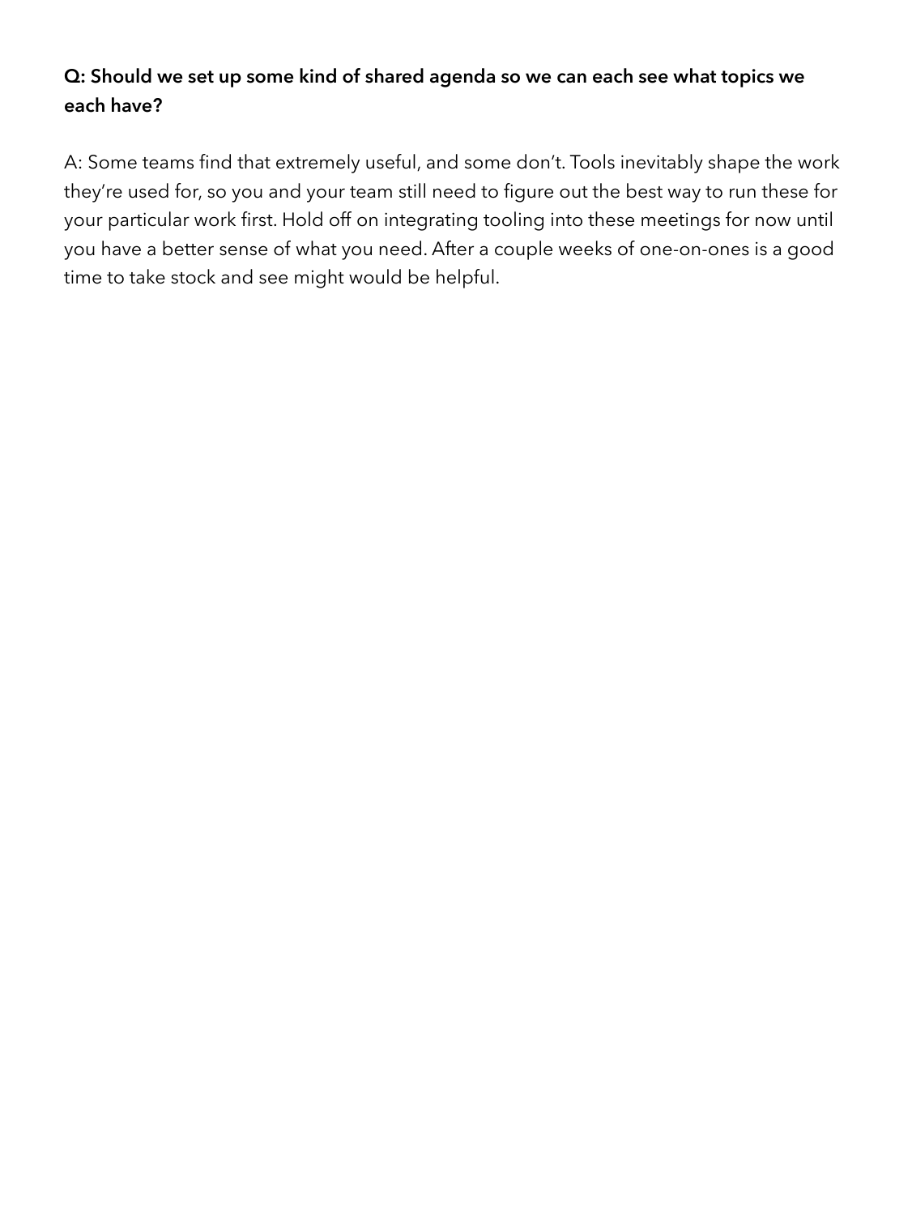**Q: Should we set up some kind of shared agenda so we can each see what topics we each have?**

A: Some teams find that extremely useful, and some don't. Tools inevitably shape the work they're used for, so you and your team still need to figure out the best way to run these for your particular work first. Hold off on integrating tooling into these meetings for now until you have a better sense of what you need. After a couple weeks of one-on-ones is a good time to take stock and see might would be helpful.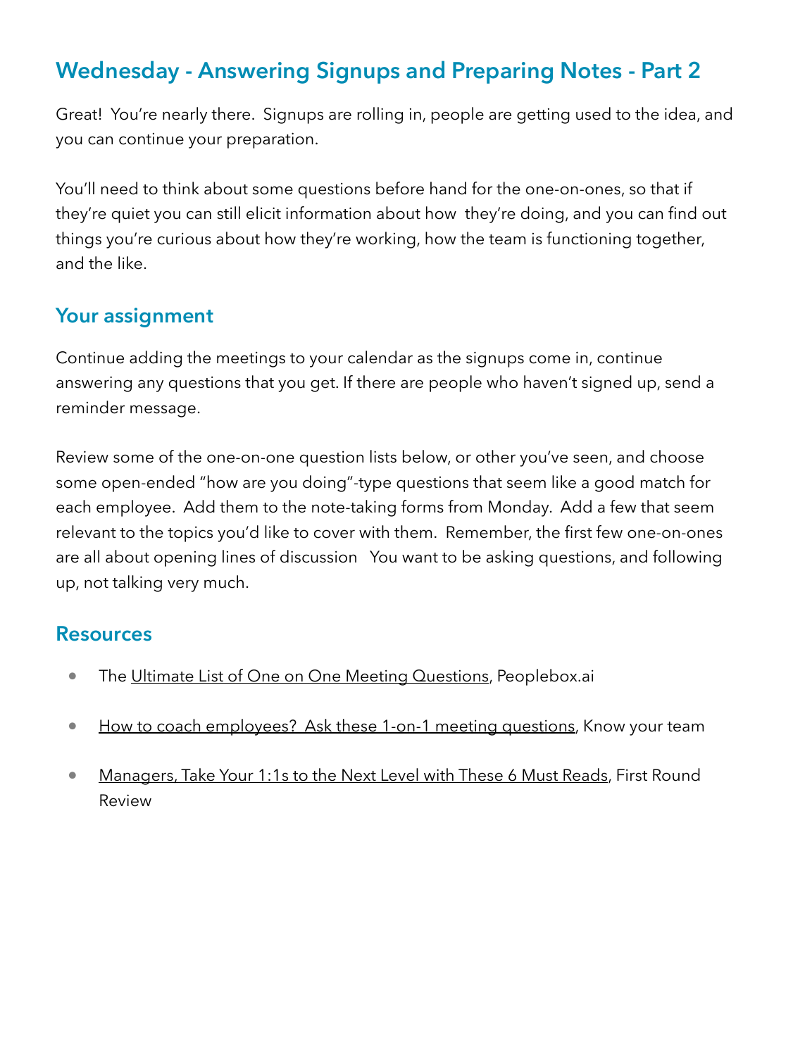## Wednesday - Answering Signups and Preparing Notes - Part 2

Great! You're nearly there. Signups are rolling in, people are getting used to the idea, and you can continue your preparation.

You'll need to think about some questions before hand for the one-on-ones, so that if they're quiet you can still elicit information about how they're doing, and you can find out things you're curious about how they're working, how the team is functioning together, and the like.

### Your assignment

Continue adding the meetings to your calendar as the signups come in, continue answering any questions that you get. If there are people who haven't signed up, send a reminder message.

Review some of the one-on-one question lists below, or other you've seen, and choose some open-ended "how are you doing"-type questions that seem like a good match for each employee. Add them to the note-taking forms from Monday. Add a few that seem relevant to the topics you'd like to cover with them. Remember, the first few one-on-ones are all about opening lines of discussion You want to be asking questions, and following up, not talking very much.

### Resources

- The Ultimate List of One on One Meeting Questions, Peoplebox.ai
- How to coach employees? Ask these 1-on-1 meeting questions, Know your team
- Managers, Take Your 1:1s to the Next Level with These 6 Must Reads, First Round Review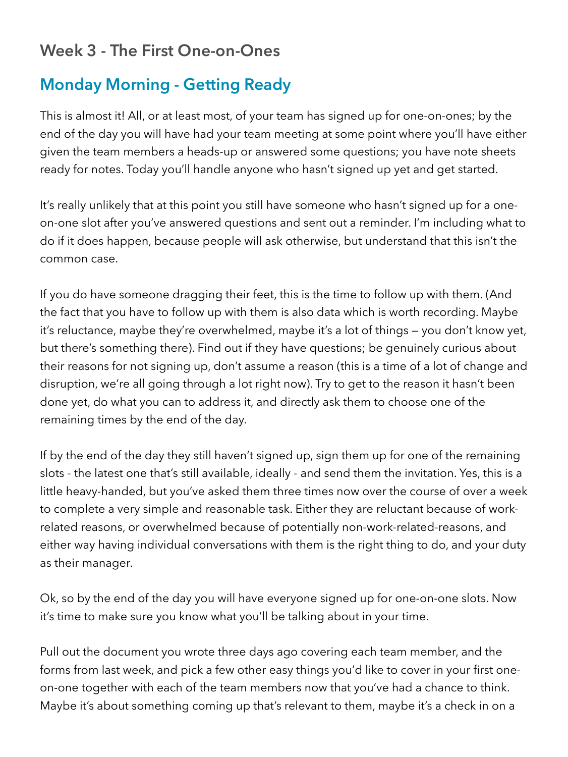## Week 3 - The First One-on-Ones

### Monday Morning - Getting Ready

This is almost it! All, or at least most, of your team has signed up for one-on-ones; by the end of the day you will have had your team meeting at some point where you'll have either given the team members a heads-up or answered some questions; you have note sheets ready for notes. Today you'll handle anyone who hasn't signed up yet and get started.

It's really unlikely that at this point you still have someone who hasn't signed up for a one-on-one slot after you've answered questions and sent out a reminder. I'm including what to do if it does happen, because people will ask otherwise, but understand that this isn't the common case.

If you do have someone dragging their feet, this is the time to follow up with them. (And the fact that you have to follow up with them is also data which is worth recording. Maybe it's reluctance, maybe they're overwhelmed, maybe it's a lot of things — you don't know yet, but there's something there). Find out if they have questions; be genuinely curious about their reasons for not signing up, don't assume a reason (this is a time of a lot of change and disruption, we're all going through a lot right now). Try to get to the reason it hasn't been done yet, do what you can to address it, and directly ask them to choose one of the remaining times by the end of the day.

If by the end of the day they still haven't signed up, sign them up for one of the remaining slots - the latest one that's still available, ideally - and send them the invitation. Yes, this is a little heavy-handed, but you've asked them three times now over the course of over a week to complete a very simple and reasonable task. Either they are reluctant because of work-related reasons, or overwhelmed because of potentially non-work-related-reasons, and either way having individual conversations with them is the right thing to do, and your duty as their manager.

Ok, so by the end of the day you will have everyone signed up for one-on-one slots. Now it's time to make sure you know what you'll be talking about in your time.

Pull out the document you wrote three days ago covering each team member, and the forms from last week, and pick a few other easy things you'd like to cover in your first one-on-one together with each of the team members now that you've had a chance to think. Maybe it's about something coming up that's relevant to them, maybe it's a check in on a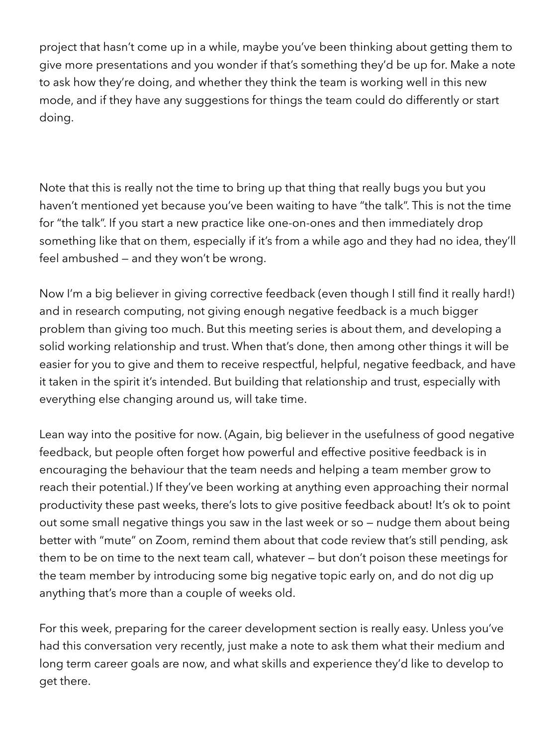project that hasn't come up in a while, maybe you've been thinking about getting them to give more presentations and you wonder if that's something they'd be up for. Make a note to ask how they're doing, and whether they think the team is working well in this new mode, and if they have any suggestions for things the team could do differently or start doing.

Note that this is really not the time to bring up that thing that really bugs you but you haven't mentioned yet because you've been waiting to have "the talk". This is not the time for "the talk". If you start a new practice like one-on-ones and then immediately drop something like that on them, especially if it's from a while ago and they had no idea, they'll feel ambushed — and they won't be wrong.

Now I'm a big believer in giving corrective feedback (even though I still find it really hard!) and in research computing, not giving enough negative feedback is a much bigger problem than giving too much. But this meeting series is about them, and developing a solid working relationship and trust. When that's done, then among other things it will be easier for you to give and them to receive respectful, helpful, negative feedback, and have it taken in the spirit it's intended. But building that relationship and trust, especially with everything else changing around us, will take time.

Lean way into the positive for now. (Again, big believer in the usefulness of good negative feedback, but people often forget how powerful and effective positive feedback is in encouraging the behaviour that the team needs and helping a team member grow to reach their potential.) If they've been working at anything even approaching their normal productivity these past weeks, there's lots to give positive feedback about! It's ok to point out some small negative things you saw in the last week or so — nudge them about being better with "mute" on Zoom, remind them about that code review that's still pending, ask them to be on time to the next team call, whatever — but don't poison these meetings for the team member by introducing some big negative topic early on, and do not dig up anything that's more than a couple of weeks old.

For this week, preparing for the career development section is really easy. Unless you've had this conversation very recently, just make a note to ask them what their medium and long term career goals are now, and what skills and experience they'd like to develop to get there.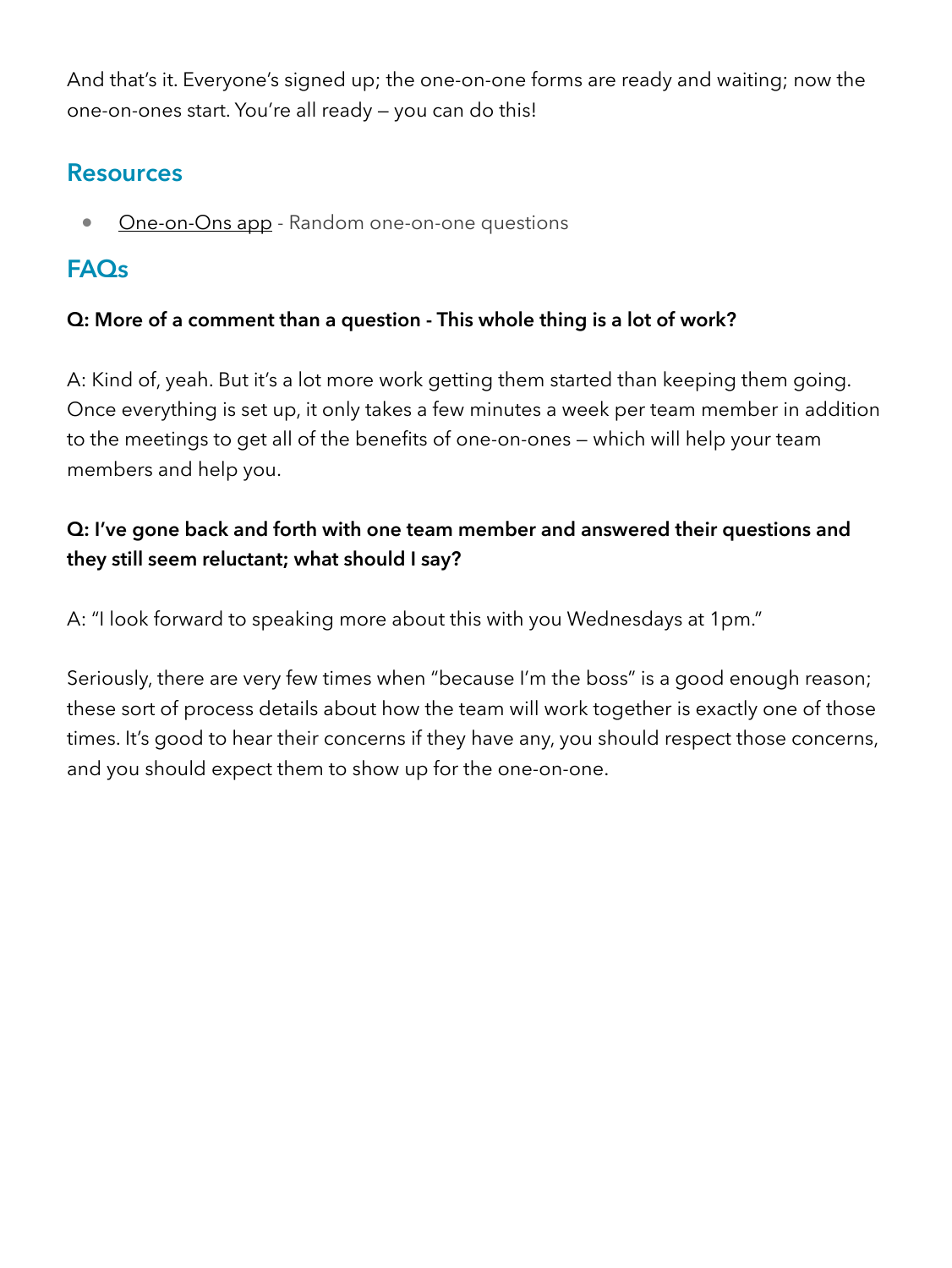And that's it. Everyone's signed up; the one-on-one forms are ready and waiting; now the one-on-ones start. You're all ready — you can do this!

## Resources

- One-on-Ons app - Random one-on-one questions

## FAQs

**Q: More of a comment than a question - This whole thing is a lot of work?**

A: Kind of, yeah. But it's a lot more work getting them started than keeping them going. Once everything is set up, it only takes a few minutes a week per team member in addition to the meetings to get all of the benefits of one-on-ones — which will help your team members and help you.

**Q: I've gone back and forth with one team member and answered their questions and they still seem reluctant; what should I say?**

A: "I look forward to speaking more about this with you Wednesdays at 1pm."

Seriously, there are very few times when "because I'm the boss" is a good enough reason; these sort of process details about how the team will work together is exactly one of those times. It's good to hear their concerns if they have any, you should respect those concerns, and you should expect them to show up for the one-on-one.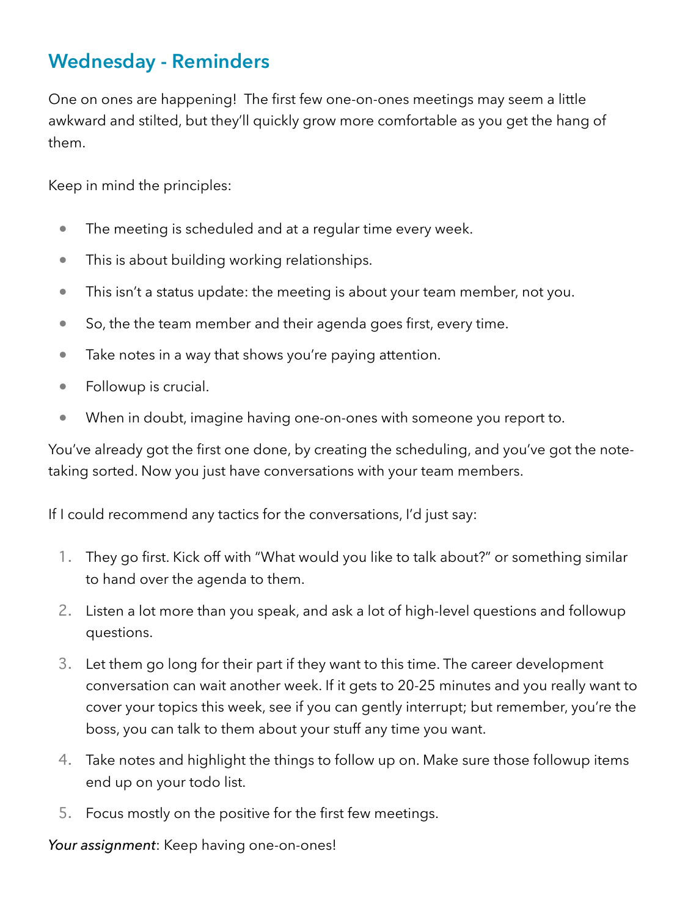## Wednesday - Reminders

One on ones are happening! The first few one-on-ones meetings may seem a little awkward and stilted, but they'll quickly grow more comfortable as you get the hang of them.

Keep in mind the principles:

- The meeting is scheduled and at a regular time every week.
- This is about building working relationships.
- This isn't a status update: the meeting is about your team member, not you.
- So, the the team member and their agenda goes first, every time.
- Take notes in a way that shows you're paying attention.
- Followup is crucial.
- When in doubt, imagine having one-on-ones with someone you report to.

You've already got the first one done, by creating the scheduling, and you've got the note-taking sorted. Now you just have conversations with your team members.

If I could recommend any tactics for the conversations, I'd just say:

1. They go first. Kick off with "What would you like to talk about?" or something similar to hand over the agenda to them.
2. Listen a lot more than you speak, and ask a lot of high-level questions and followup questions.
3. Let them go long for their part if they want to this time. The career development conversation can wait another week. If it gets to 20-25 minutes and you really want to cover your topics this week, see if you can gently interrupt; but remember, you're the boss, you can talk to them about your stuff any time you want.
4. Take notes and highlight the things to follow up on. Make sure those followup items end up on your todo list.
5. Focus mostly on the positive for the first few meetings.

*Your assignment*: Keep having one-on-ones!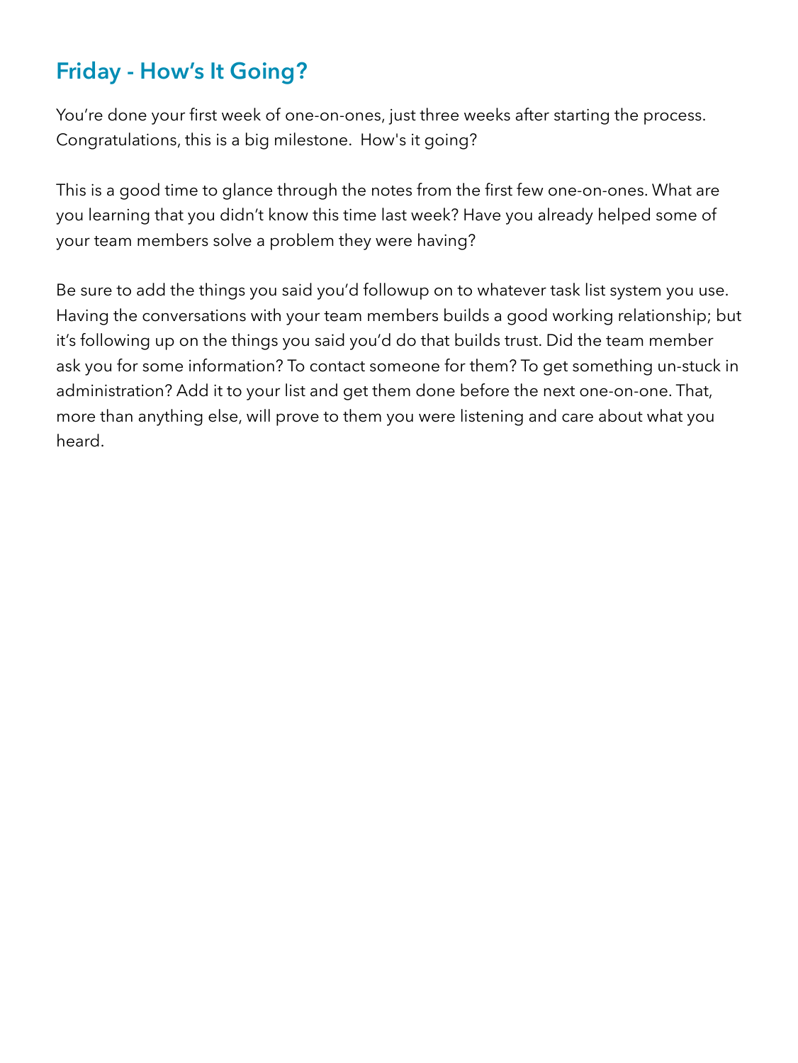## Friday - How's It Going?

You're done your first week of one-on-ones, just three weeks after starting the process. Congratulations, this is a big milestone.  How's it going?

This is a good time to glance through the notes from the first few one-on-ones. What are you learning that you didn't know this time last week? Have you already helped some of your team members solve a problem they were having?

Be sure to add the things you said you'd followup on to whatever task list system you use. Having the conversations with your team members builds a good working relationship; but it's following up on the things you said you'd do that builds trust. Did the team member ask you for some information? To contact someone for them? To get something un-stuck in administration? Add it to your list and get them done before the next one-on-one. That, more than anything else, will prove to them you were listening and care about what you heard.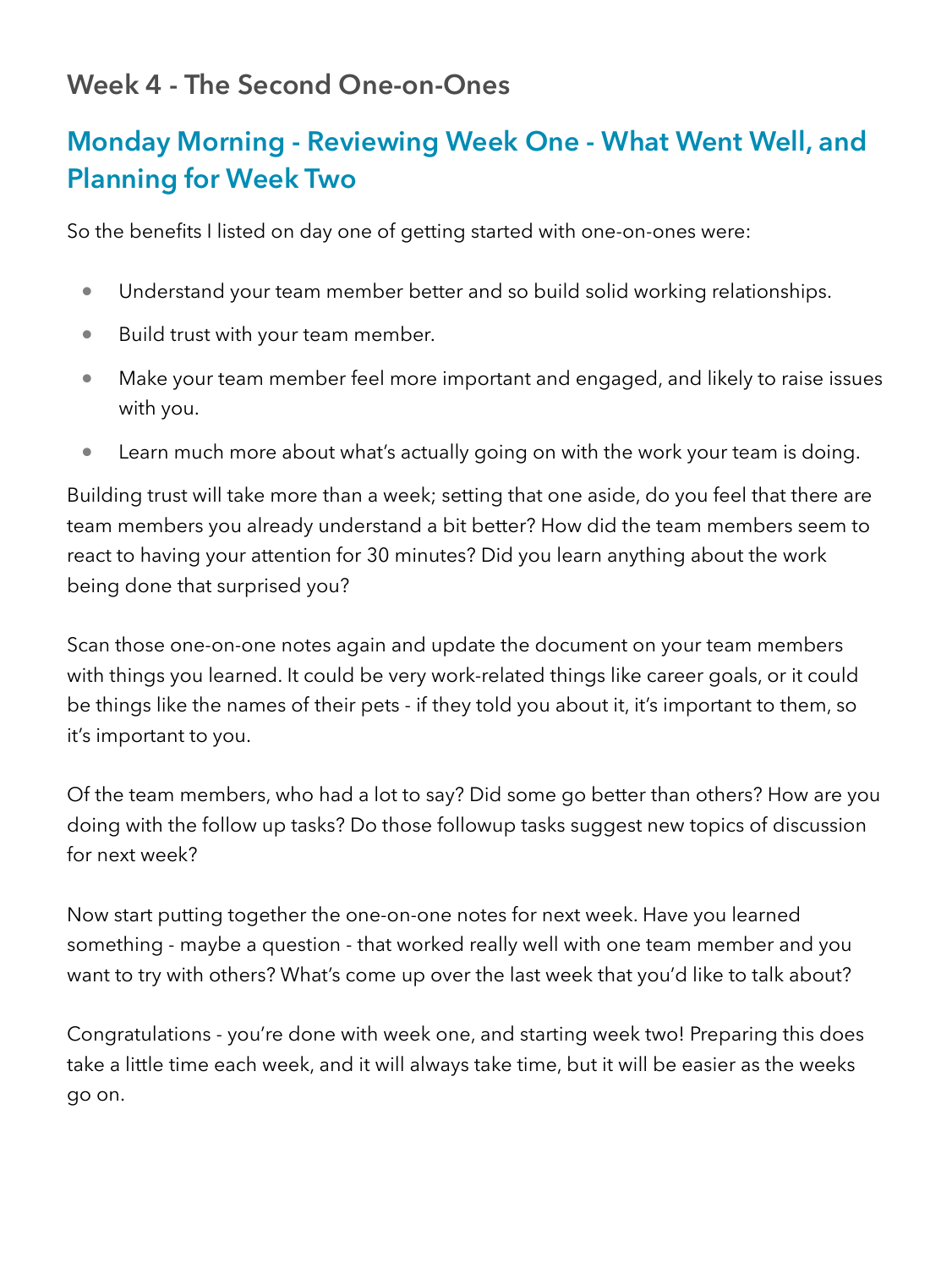## Week 4 - The Second One-on-Ones

### Monday Morning - Reviewing Week One - What Went Well, and Planning for Week Two

So the benefits I listed on day one of getting started with one-on-ones were:

- Understand your team member better and so build solid working relationships.
- Build trust with your team member.
- Make your team member feel more important and engaged, and likely to raise issues with you.
- Learn much more about what's actually going on with the work your team is doing.

Building trust will take more than a week; setting that one aside, do you feel that there are team members you already understand a bit better? How did the team members seem to react to having your attention for 30 minutes? Did you learn anything about the work being done that surprised you?

Scan those one-on-one notes again and update the document on your team members with things you learned. It could be very work-related things like career goals, or it could be things like the names of their pets - if they told you about it, it's important to them, so it's important to you.

Of the team members, who had a lot to say? Did some go better than others? How are you doing with the follow up tasks? Do those followup tasks suggest new topics of discussion for next week?

Now start putting together the one-on-one notes for next week. Have you learned something - maybe a question - that worked really well with one team member and you want to try with others? What's come up over the last week that you'd like to talk about?

Congratulations - you're done with week one, and starting week two! Preparing this does take a little time each week, and it will always take time, but it will be easier as the weeks go on.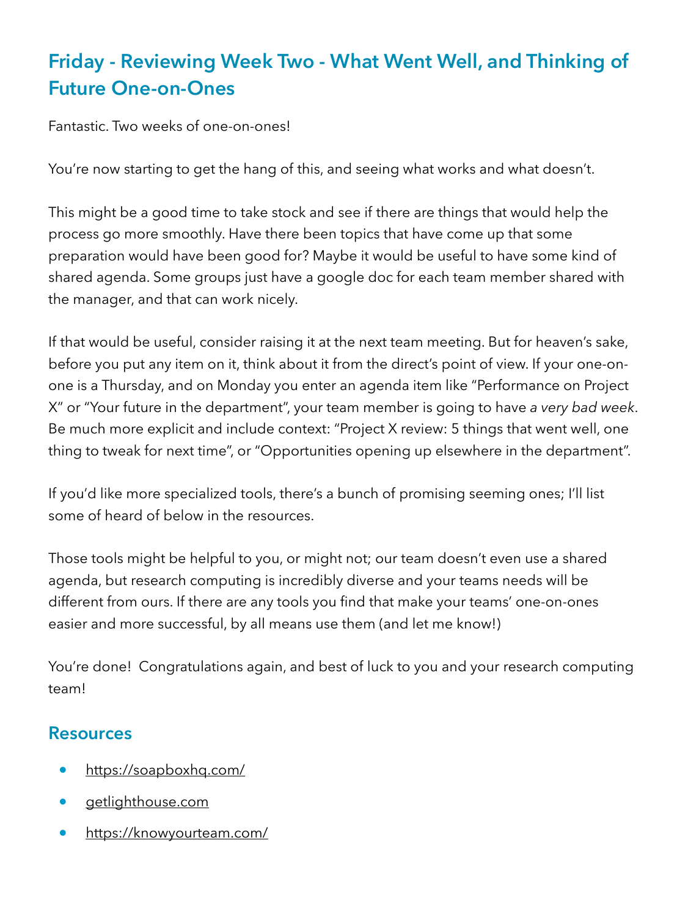## Friday - Reviewing Week Two - What Went Well, and Thinking of Future One-on-Ones

Fantastic. Two weeks of one-on-ones!

You're now starting to get the hang of this, and seeing what works and what doesn't.

This might be a good time to take stock and see if there are things that would help the process go more smoothly. Have there been topics that have come up that some preparation would have been good for? Maybe it would be useful to have some kind of shared agenda. Some groups just have a google doc for each team member shared with the manager, and that can work nicely.

If that would be useful, consider raising it at the next team meeting. But for heaven's sake, before you put any item on it, think about it from the direct's point of view. If your one-on-one is a Thursday, and on Monday you enter an agenda item like "Performance on Project X" or "Your future in the department", your team member is going to have *a very bad week*. Be much more explicit and include context: "Project X review: 5 things that went well, one thing to tweak for next time", or "Opportunities opening up elsewhere in the department".

If you'd like more specialized tools, there's a bunch of promising seeming ones; I'll list some of heard of below in the resources.

Those tools might be helpful to you, or might not; our team doesn't even use a shared agenda, but research computing is incredibly diverse and your teams needs will be different from ours. If there are any tools you find that make your teams' one-on-ones easier and more successful, by all means use them (and let me know!)

You're done! Congratulations again, and best of luck to you and your research computing team!

### Resources

- https://soapboxhq.com/
- getlighthouse.com
- https://knowyourteam.com/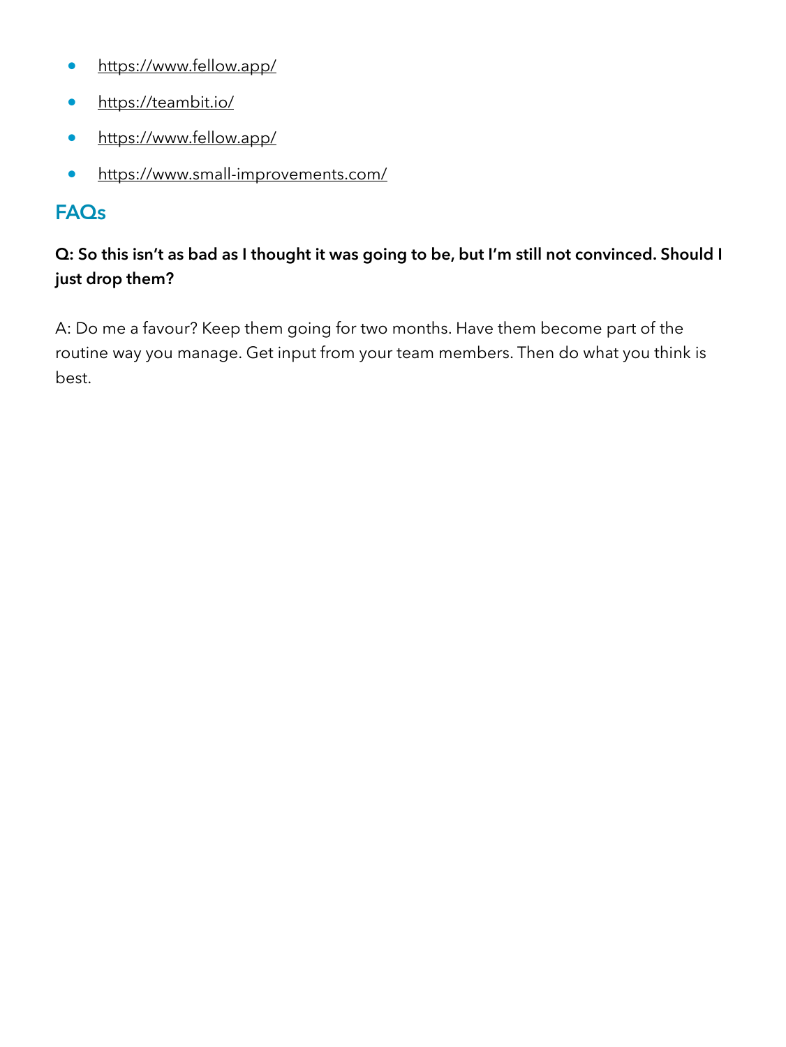- https://www.fellow.app/
- https://teambit.io/
- https://www.fellow.app/
- https://www.small-improvements.com/

## FAQs

**Q: So this isn't as bad as I thought it was going to be, but I'm still not convinced. Should I just drop them?**

A: Do me a favour? Keep them going for two months. Have them become part of the routine way you manage. Get input from your team members. Then do what you think is best.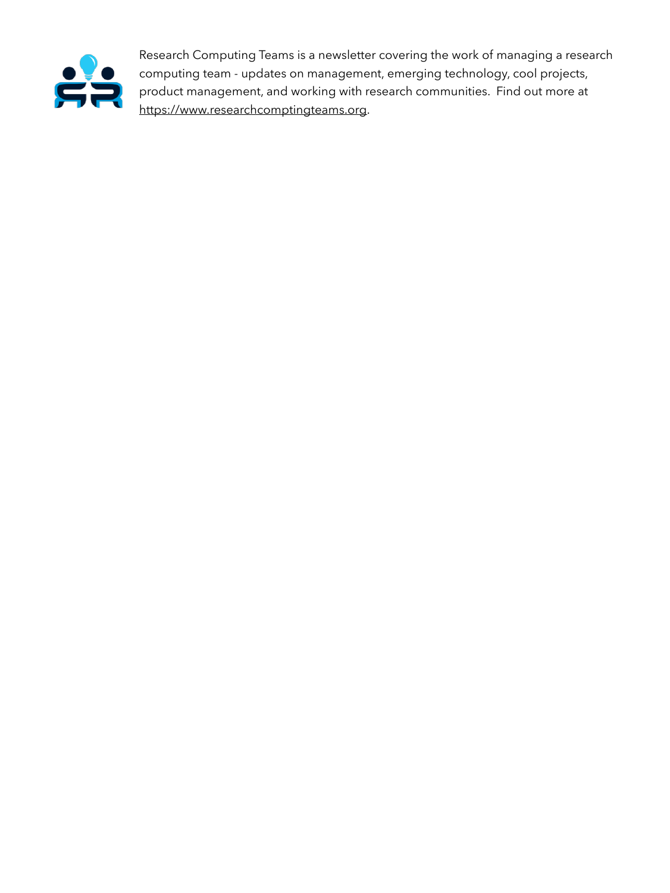Research Computing Teams is a newsletter covering the work of managing a research computing team - updates on management, emerging technology, cool projects, product management, and working with research communities. Find out more at https://www.researchcomptingteams.org.